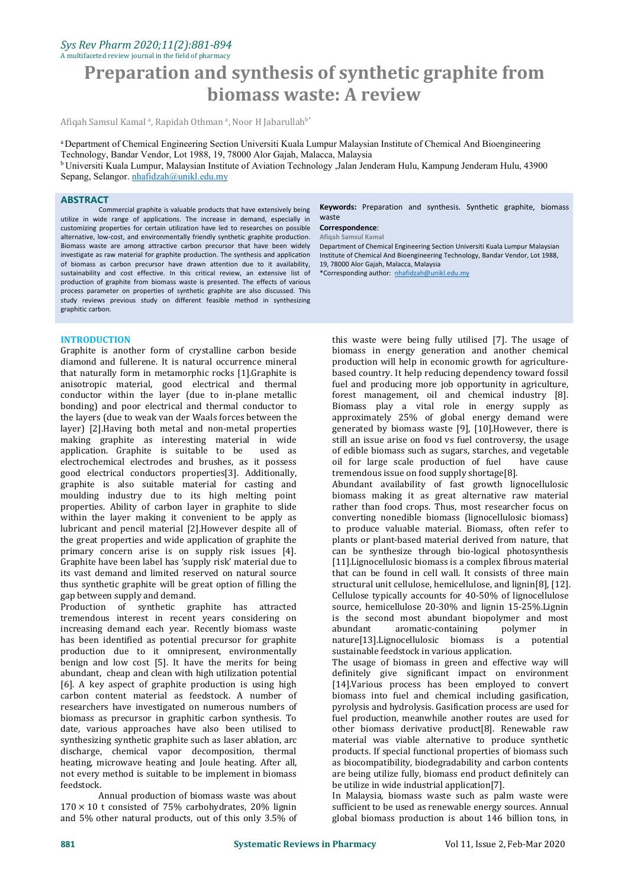# Preparation and synthesis of synthetic graphite from biomass waste: A review

Afiqah Samsul Kamal [a], Rapidah Othman [a], Noor H Jabarullah[b*]

[a] Department of Chemical Engineering Section Universiti Kuala Lumpur Malaysian Institute of Chemical And Bioengineering Technology, Bandar Vendor, Lot 1988, 19, 78000 Alor Gajah, Malacca, Malaysia
[b] Universiti Kuala Lumpur, Malaysian Institute of Aviation Technology ,Jalan Jenderam Hulu, Kampung Jenderam Hulu, 43900 Sepang, Selangor. nhafidzah@unikl.edu.my

## ABSTRACT

Commercial graphite is valuable products that have extensively being utilize in wide range of applications. The increase in demand, especially in customizing properties for certain utilization have led to researches on possible alternative, low-cost, and environmentally friendly synthetic graphite production. Biomass waste are among attractive carbon precursor that have been widely investigate as raw material for graphite production. The synthesis and application of biomass as carbon precursor have drawn attention due to it availability, sustainability and cost effective. In this critical review, an extensive list of production of graphite from biomass waste is presented. The effects of various process parameter on properties of synthetic graphite are also discussed. This study reviews previous study on different feasible method in synthesizing graphitic carbon.

**Keywords:** Preparation and synthesis. Synthetic graphite, biomass waste

**Correspondence**:
**Afiqah Samsul Kamal**
Department of Chemical Engineering Section Universiti Kuala Lumpur Malaysian Institute of Chemical And Bioengineering Technology, Bandar Vendor, Lot 1988, 19, 78000 Alor Gajah, Malacca, Malaysia
*Corresponding author: nhafidzah@unikl.edu.my

## INTRODUCTION

Graphite is another form of crystalline carbon beside diamond and fullerene. It is natural occurrence mineral that naturally form in metamorphic rocks [1].Graphite is anisotropic material, good electrical and thermal conductor within the layer (due to in-plane metallic bonding) and poor electrical and thermal conductor to the layers (due to weak van der Waals forces between the layer) [2].Having both metal and non-metal properties making graphite as interesting material in wide application. Graphite is suitable to be used as electrochemical electrodes and brushes, as it possess good electrical conductors properties[3]. Additionally, graphite is also suitable material for casting and moulding industry due to its high melting point properties. Ability of carbon layer in graphite to slide within the layer making it convenient to be apply as lubricant and pencil material [2].However despite all of the great properties and wide application of graphite the primary concern arise is on supply risk issues [4]. Graphite have been label has 'supply risk' material due to its vast demand and limited reserved on natural source thus synthetic graphite will be great option of filling the gap between supply and demand.

Production of synthetic graphite has attracted tremendous interest in recent years considering on increasing demand each year. Recently biomass waste has been identified as potential precursor for graphite production due to it omnipresent, environmentally benign and low cost [5]. It have the merits for being abundant, cheap and clean with high utilization potential [6]. A key aspect of graphite production is using high carbon content material as feedstock. A number of researchers have investigated on numerous numbers of biomass as precursor in graphitic carbon synthesis. To date, various approaches have also been utilised to synthesizing synthetic graphite such as laser ablation, arc discharge, chemical vapor decomposition, thermal heating, microwave heating and Joule heating. After all, not every method is suitable to be implement in biomass feedstock.

Annual production of biomass waste was about $170 \times 10$ t consisted of 75% carbohydrates, 20% lignin and 5% other natural products, out of this only 3.5% of this waste were being fully utilised [7]. The usage of biomass in energy generation and another chemical production will help in economic growth for agriculture-based country. It help reducing dependency toward fossil fuel and producing more job opportunity in agriculture, forest management, oil and chemical industry [8]. Biomass play a vital role in energy supply as approximately 25% of global energy demand were generated by biomass waste [9], [10].However, there is still an issue arise on food vs fuel controversy, the usage of edible biomass such as sugars, starches, and vegetable oil for large scale production of fuel have cause tremendous issue on food supply shortage[8].

Abundant availability of fast growth lignocellulosic biomass making it as great alternative raw material rather than food crops. Thus, most researcher focus on converting nonedible biomass (lignocellulosic biomass) to produce valuable material. Biomass, often refer to plants or plant-based material derived from nature, that can be synthesize through bio-logical photosynthesis [11].Lignocellulosic biomass is a complex fibrous material that can be found in cell wall. It consists of three main structural unit cellulose, hemicellulose, and lignin[8], [12]. Cellulose typically accounts for 40-50% of lignocellulose source, hemicellulose 20-30% and lignin 15-25%.Lignin is the second most abundant biopolymer and most abundant aromatic-containing polymer in nature[13].Lignocellulosic biomass is a potential sustainable feedstock in various application.

The usage of biomass in green and effective way will definitely give significant impact on environment [14].Various process has been employed to convert biomass into fuel and chemical including gasification, pyrolysis and hydrolysis. Gasification process are used for fuel production, meanwhile another routes are used for other biomass derivative product[8]. Renewable raw material was viable alternative to produce synthetic products. If special functional properties of biomass such as biocompatibility, biodegradability and carbon contents are being utilize fully, biomass end product definitely can be utilize in wide industrial application[7].

In Malaysia, biomass waste such as palm waste were sufficient to be used as renewable energy sources. Annual global biomass production is about 146 billion tons, in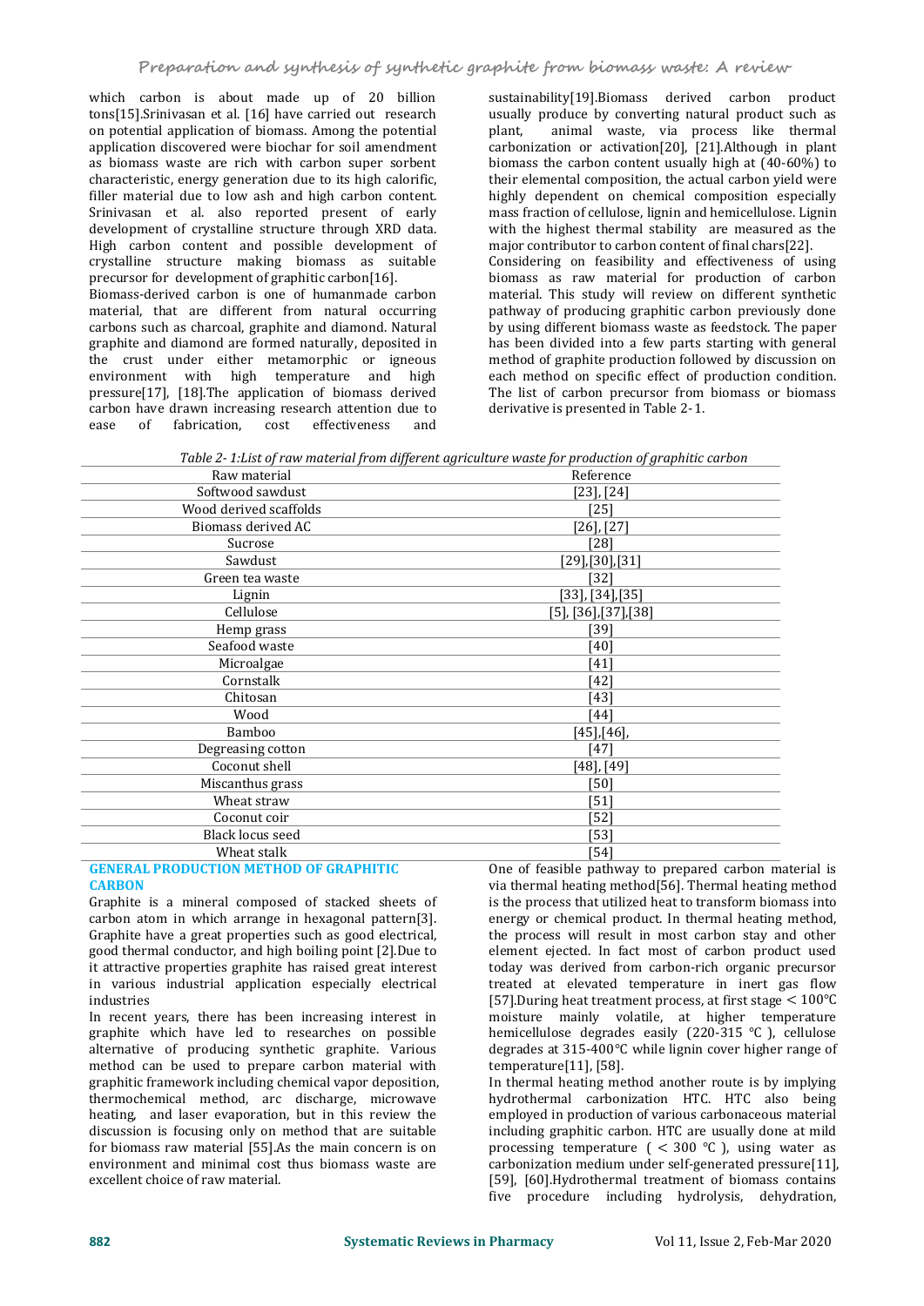which carbon is about made up of 20 billion tons[15].Srinivasan et al. [16] have carried out research on potential application of biomass. Among the potential application discovered were biochar for soil amendment as biomass waste are rich with carbon super sorbent characteristic, energy generation due to its high calorific, filler material due to low ash and high carbon content. Srinivasan et al. also reported present of early development of crystalline structure through XRD data. High carbon content and possible development of crystalline structure making biomass as suitable precursor for development of graphitic carbon[16].

Biomass-derived carbon is one of humanmade carbon material, that are different from natural occurring carbons such as charcoal, graphite and diamond. Natural graphite and diamond are formed naturally, deposited in the crust under either metamorphic or igneous environment with high temperature and high pressure[17], [18].The application of biomass derived carbon have drawn increasing research attention due to ease of fabrication, cost effectiveness and sustainability[19].Biomass derived carbon product usually produce by converting natural product such as plant, animal waste, via process like thermal carbonization or activation[20], [21].Although in plant biomass the carbon content usually high at (40-60%) to their elemental composition, the actual carbon yield were highly dependent on chemical composition especially mass fraction of cellulose, lignin and hemicellulose. Lignin with the highest thermal stability are measured as the major contributor to carbon content of final chars[22].

Considering on feasibility and effectiveness of using biomass as raw material for production of carbon material. This study will review on different synthetic pathway of producing graphitic carbon previously done by using different biomass waste as feedstock. The paper has been divided into a few parts starting with general method of graphite production followed by discussion on each method on specific effect of production condition. The list of carbon precursor from biomass or biomass derivative is presented in Table 2-1.

*Table 2- 1:List of raw material from different agriculture waste for production of graphitic carbon*

| Raw material | Reference |
|---|---|
| Softwood sawdust | [23], [24] |
| Wood derived scaffolds | [25] |
| Biomass derived AC | [26], [27] |
| Sucrose | [28] |
| Sawdust | [29],[30],[31] |
| Green tea waste | [32] |
| Lignin | [33], [34],[35] |
| Cellulose | [5], [36],[37],[38] |
| Hemp grass | [39] |
| Seafood waste | [40] |
| Microalgae | [41] |
| Cornstalk | [42] |
| Chitosan | [43] |
| Wood | [44] |
| Bamboo | [45],[46], |
| Degreasing cotton | [47] |
| Coconut shell | [48], [49] |
| Miscanthus grass | [50] |
| Wheat straw | [51] |
| Coconut coir | [52] |
| Black locus seed | [53] |
| Wheat stalk | [54] |

## GENERAL PRODUCTION METHOD OF GRAPHITIC CARBON

Graphite is a mineral composed of stacked sheets of carbon atom in which arrange in hexagonal pattern[3]. Graphite have a great properties such as good electrical, good thermal conductor, and high boiling point [2].Due to it attractive properties graphite has raised great interest in various industrial application especially electrical industries

In recent years, there has been increasing interest in graphite which have led to researches on possible alternative of producing synthetic graphite. Various method can be used to prepare carbon material with graphitic framework including chemical vapor deposition, thermochemical method, arc discharge, microwave heating, and laser evaporation, but in this review the discussion is focusing only on method that are suitable for biomass raw material [55].As the main concern is on environment and minimal cost thus biomass waste are excellent choice of raw material.

One of feasible pathway to prepared carbon material is via thermal heating method[56]. Thermal heating method is the process that utilized heat to transform biomass into energy or chemical product. In thermal heating method, the process will result in most carbon stay and other element ejected. In fact most of carbon product used today was derived from carbon-rich organic precursor treated at elevated temperature in inert gas flow [57].During heat treatment process, at first stage < 100°C moisture mainly volatile, at higher temperature hemicellulose degrades easily (220-315 °C ), cellulose degrades at 315-400°C while lignin cover higher range of temperature[11], [58].

In thermal heating method another route is by implying hydrothermal carbonization HTC. HTC also being employed in production of various carbonaceous material including graphitic carbon. HTC are usually done at mild processing temperature ( < 300 °C ), using water as carbonization medium under self-generated pressure[11], [59], [60].Hydrothermal treatment of biomass contains five procedure including hydrolysis, dehydration,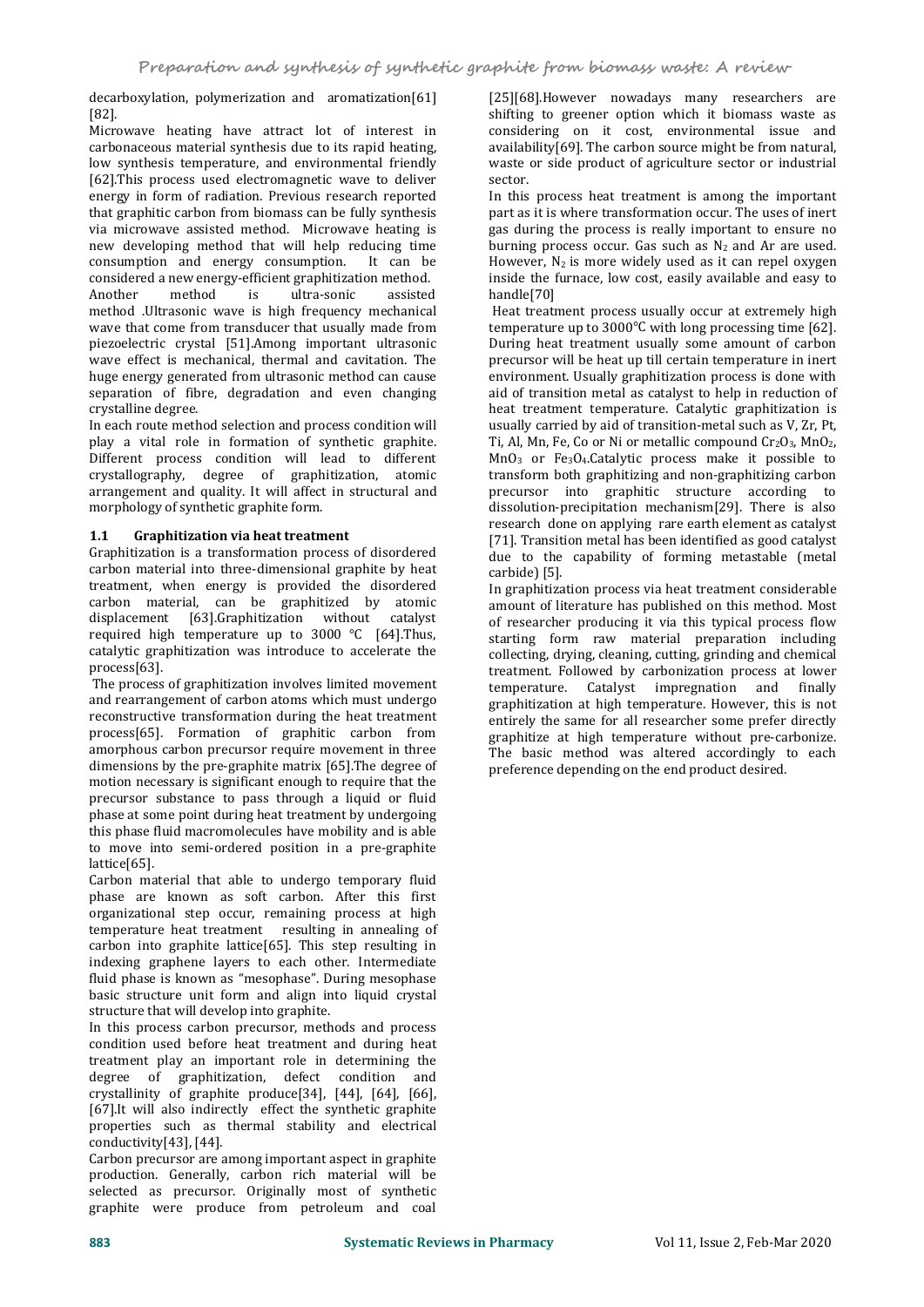decarboxylation, polymerization and aromatization[61] [82].

Microwave heating have attract lot of interest in carbonaceous material synthesis due to its rapid heating, low synthesis temperature, and environmental friendly [62].This process used electromagnetic wave to deliver energy in form of radiation. Previous research reported that graphitic carbon from biomass can be fully synthesis via microwave assisted method. Microwave heating is new developing method that will help reducing time consumption and energy consumption. It can be considered a new energy-efficient graphitization method.

Another method is ultra-sonic assisted method .Ultrasonic wave is high frequency mechanical wave that come from transducer that usually made from piezoelectric crystal [51].Among important ultrasonic wave effect is mechanical, thermal and cavitation. The huge energy generated from ultrasonic method can cause separation of fibre, degradation and even changing crystalline degree.

In each route method selection and process condition will play a vital role in formation of synthetic graphite. Different process condition will lead to different crystallography, degree of graphitization, atomic arrangement and quality. It will affect in structural and morphology of synthetic graphite form.

### 1.1 Graphitization via heat treatment

Graphitization is a transformation process of disordered carbon material into three-dimensional graphite by heat treatment, when energy is provided the disordered carbon material, can be graphitized by atomic displacement [63].Graphitization without catalyst required high temperature up to 3000 °C [64].Thus, catalytic graphitization was introduce to accelerate the process[63].

The process of graphitization involves limited movement and rearrangement of carbon atoms which must undergo reconstructive transformation during the heat treatment process[65]. Formation of graphitic carbon from amorphous carbon precursor require movement in three dimensions by the pre-graphite matrix [65].The degree of motion necessary is significant enough to require that the precursor substance to pass through a liquid or fluid phase at some point during heat treatment by undergoing this phase fluid macromolecules have mobility and is able to move into semi-ordered position in a pre-graphite lattice[65].

Carbon material that able to undergo temporary fluid phase are known as soft carbon. After this first organizational step occur, remaining process at high temperature heat treatment resulting in annealing of carbon into graphite lattice[65]. This step resulting in indexing graphene layers to each other. Intermediate fluid phase is known as "mesophase". During mesophase basic structure unit form and align into liquid crystal structure that will develop into graphite.

In this process carbon precursor, methods and process condition used before heat treatment and during heat treatment play an important role in determining the degree of graphitization, defect condition and crystallinity of graphite produce[34], [44], [64], [66], [67].It will also indirectly effect the synthetic graphite properties such as thermal stability and electrical conductivity[43], [44].

Carbon precursor are among important aspect in graphite production. Generally, carbon rich material will be selected as precursor. Originally most of synthetic graphite were produce from petroleum and coal [25][68].However nowadays many researchers are shifting to greener option which it biomass waste as considering on it cost, environmental issue and availability[69]. The carbon source might be from natural, waste or side product of agriculture sector or industrial sector.

In this process heat treatment is among the important part as it is where transformation occur. The uses of inert gas during the process is really important to ensure no burning process occur. Gas such as $N_2$ and Ar are used. However, $N_2$ is more widely used as it can repel oxygen inside the furnace, low cost, easily available and easy to handle[70]

Heat treatment process usually occur at extremely high temperature up to 3000℃ with long processing time [62]. During heat treatment usually some amount of carbon precursor will be heat up till certain temperature in inert environment. Usually graphitization process is done with aid of transition metal as catalyst to help in reduction of heat treatment temperature. Catalytic graphitization is usually carried by aid of transition-metal such as V, Zr, Pt, Ti, Al, Mn, Fe, Co or Ni or metallic compound $Cr_2O_3$, $MnO_2$, $MnO_3$ or $Fe_3O_4$.Catalytic process make it possible to transform both graphitizing and non-graphitizing carbon precursor into graphitic structure according to dissolution-precipitation mechanism[29]. There is also research done on applying rare earth element as catalyst [71]. Transition metal has been identified as good catalyst due to the capability of forming metastable (metal carbide) [5].

In graphitization process via heat treatment considerable amount of literature has published on this method. Most of researcher producing it via this typical process flow starting form raw material preparation including collecting, drying, cleaning, cutting, grinding and chemical treatment. Followed by carbonization process at lower temperature. Catalyst impregnation and finally graphitization at high temperature. However, this is not entirely the same for all researcher some prefer directly graphitize at high temperature without pre-carbonize. The basic method was altered accordingly to each preference depending on the end product desired.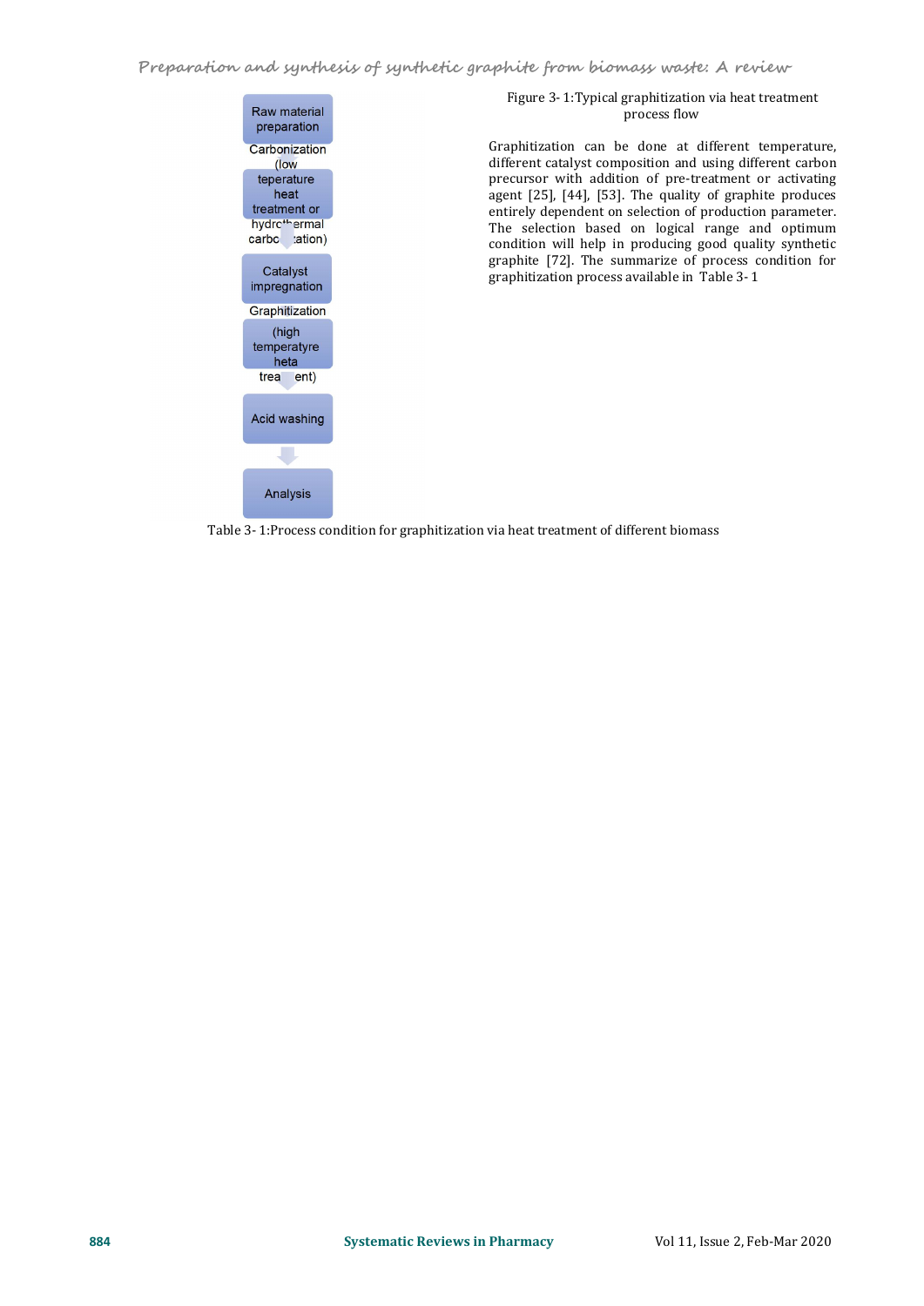Raw material preparation

Carbonization (low teperature heat treatment or hydrothermal carbonization)

Catalyst impregnation

Graphitization (high temperatyre heta treatment)

Acid washing

Analysis

Figure 3- 1:Typical graphitization via heat treatment process flow

Graphitization can be done at different temperature, different catalyst composition and using different carbon precursor with addition of pre-treatment or activating agent [25], [44], [53]. The quality of graphite produces entirely dependent on selection of production parameter. The selection based on logical range and optimum condition will help in producing good quality synthetic graphite [72]. The summarize of process condition for graphitization process available in Table 3- 1

Table 3- 1:Process condition for graphitization via heat treatment of different biomass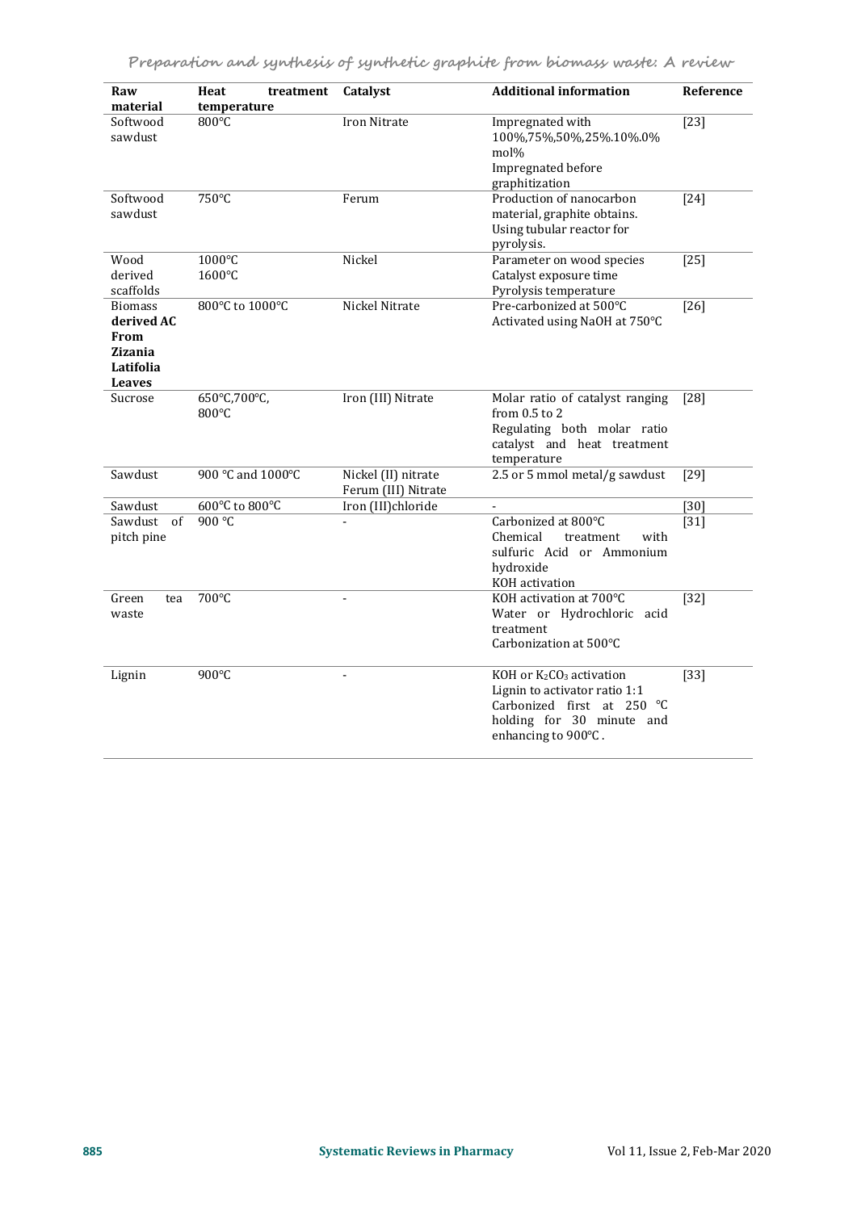| Raw material | Heat treatment temperature | Catalyst | Additional information | Reference |
| --- | --- | --- | --- | --- |
| Softwood sawdust | 800°C | Iron Nitrate | Impregnated with 100%,75%,50%,25%.10%.0% mol%<br>Impregnated before graphitization | [23] |
| Softwood sawdust | 750°C | Ferum | Production of nanocarbon material, graphite obtains.<br>Using tubular reactor for pyrolysis. | [24] |
| Wood derived scaffolds | 1000°C<br>1600°C | Nickel | Parameter on wood species<br>Catalyst exposure time<br>Pyrolysis temperature | [25] |
| **Biomass derived AC From Zizania Latifolia Leaves** | 800°C to 1000°C | Nickel Nitrate | Pre-carbonized at 500°C<br>Activated using NaOH at 750°C | [26] |
| Sucrose | 650°C,700°C, 800°C | Iron (III) Nitrate | Molar ratio of catalyst ranging from 0.5 to 2<br>Regulating both molar ratio catalyst and heat treatment temperature | [28] |
| Sawdust | 900 °C and 1000°C | Nickel (II) nitrate<br>Ferum (III) Nitrate | 2.5 or 5 mmol metal/g sawdust | [29] |
| Sawdust | 600°C to 800°C | Iron (III)chloride | - | [30] |
| Sawdust of pitch pine | 900 °C | - | Carbonized at 800°C<br>Chemical treatment with sulfuric Acid or Ammonium hydroxide<br>KOH activation | [31] |
| Green tea waste | 700°C | - | KOH activation at 700°C<br>Water or Hydrochloric acid treatment<br>Carbonization at 500°C | [32] |
| Lignin | 900°C | - | KOH or $K_2CO_3$ activation<br>Lignin to activator ratio 1:1<br>Carbonized first at 250 °C holding for 30 minute and enhancing to 900°C . | [33] |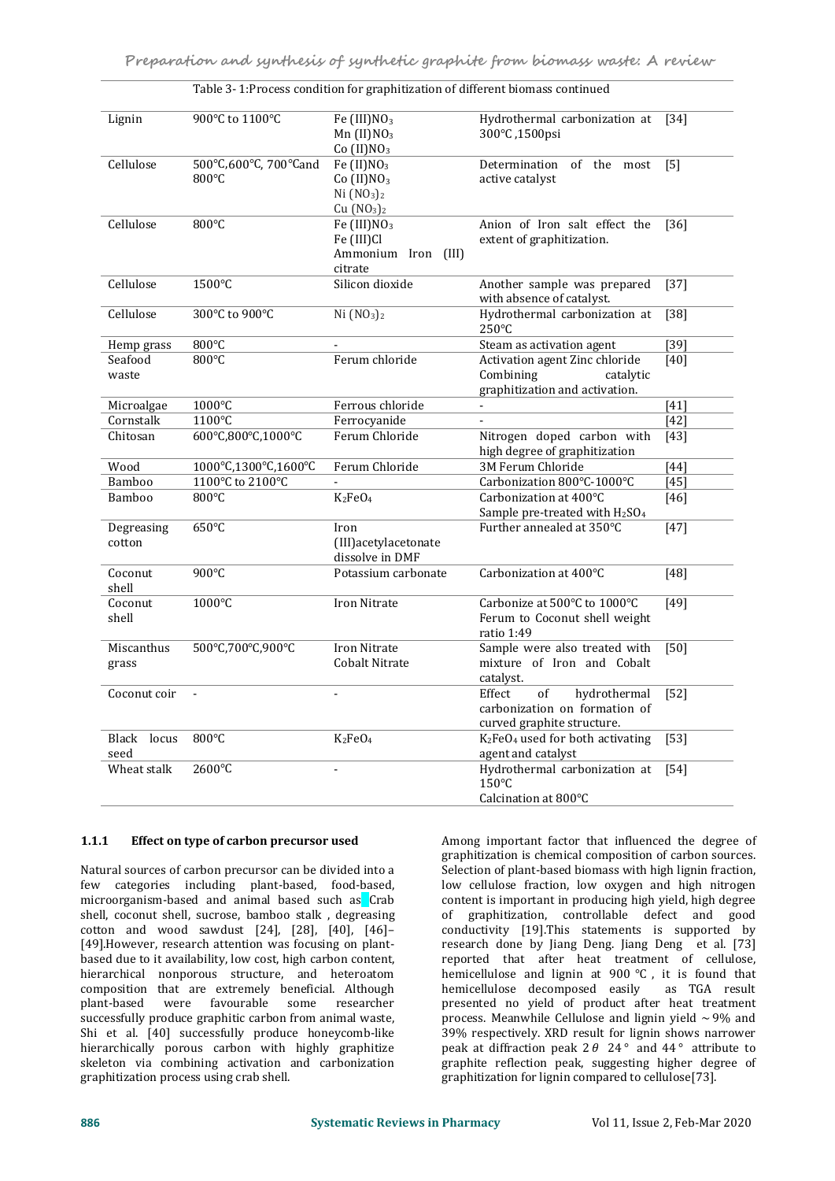Table 3- 1:Process condition for graphitization of different biomass continued

| | | | | |
|---|---|---|---|---|
| Lignin | 900°C to 1100°C | Fe (III)$NO_3$<br>Mn (II)$NO_3$<br>Co (II)$NO_3$ | Hydrothermal carbonization at 300°C ,1500psi | [34] |
| Cellulose | 500°C,600°C, 700°Cand 800°C | Fe (II)$NO_3$<br>Co (II)$NO_3$<br>Ni $(NO_3)_2$<br>Cu $(NO_3)_2$ | Determination of the most active catalyst | [5] |
| Cellulose | 800°C | Fe (III)$NO_3$<br>Fe (III)Cl<br>Ammonium Iron (III) citrate | Anion of Iron salt effect the extent of graphitization. | [36] |
| Cellulose | 1500°C | Silicon dioxide | Another sample was prepared with absence of catalyst. | [37] |
| Cellulose | 300°C to 900°C | Ni $(NO_3)_2$ | Hydrothermal carbonization at 250°C | [38] |
| Hemp grass | 800°C | - | Steam as activation agent | [39] |
| Seafood waste | 800°C | Ferum chloride | Activation agent Zinc chloride Combining catalytic graphitization and activation. | [40] |
| Microalgae | 1000°C | Ferrous chloride | - | [41] |
| Cornstalk | 1100°C | Ferrocyanide | - | [42] |
| Chitosan | 600°C,800°C,1000°C | Ferum Chloride | Nitrogen doped carbon with high degree of graphitization | [43] |
| Wood | 1000°C,1300°C,1600°C | Ferum Chloride | 3M Ferum Chloride | [44] |
| Bamboo | 1100°C to 2100°C | - | Carbonization 800°C-1000°C | [45] |
| Bamboo | 800°C | $K_2FeO_4$ | Carbonization at 400°C<br>Sample pre-treated with $H_2SO_4$ | [46] |
| Degreasing cotton | 650°C | Iron (III)acetylacetonate dissolve in DMF | Further annealed at 350°C | [47] |
| Coconut shell | 900°C | Potassium carbonate | Carbonization at 400°C | [48] |
| Coconut shell | 1000°C | Iron Nitrate | Carbonize at 500°C to 1000°C<br>Ferum to Coconut shell weight ratio 1:49 | [49] |
| Miscanthus grass | 500°C,700°C,900°C | Iron Nitrate<br>Cobalt Nitrate | Sample were also treated with mixture of Iron and Cobalt catalyst. | [50] |
| Coconut coir | - | - | Effect of hydrothermal carbonization on formation of curved graphite structure. | [52] |
| Black locus seed | 800°C | $K_2FeO_4$ | $K_2FeO_4$ used for both activating agent and catalyst | [53] |
| Wheat stalk | 2600°C | - | Hydrothermal carbonization at 150°C<br>Calcination at 800°C | [54] |

### 1.1.1 Effect on type of carbon precursor used

Natural sources of carbon precursor can be divided into a few categories including plant-based, food-based, microorganism-based and animal based such as Crab shell, coconut shell, sucrose, bamboo stalk , degreasing cotton and wood sawdust [24], [28], [40], [46]–[49].However, research attention was focusing on plant-based due to it availability, low cost, high carbon content, hierarchical nonporous structure, and heteroatom composition that are extremely beneficial. Although plant-based were favourable some researcher successfully produce graphitic carbon from animal waste, Shi et al. [40] successfully produce honeycomb-like hierarchically porous carbon with highly graphitize skeleton via combining activation and carbonization graphitization process using crab shell.

Among important factor that influenced the degree of graphitization is chemical composition of carbon sources. Selection of plant-based biomass with high lignin fraction, low cellulose fraction, low oxygen and high nitrogen content is important in producing high yield, high degree of graphitization, controllable defect and good conductivity [19].This statements is supported by research done by Jiang Deng. Jiang Deng et al. [73] reported that after heat treatment of cellulose, hemicellulose and lignin at 900 °C , it is found that hemicellulose decomposed easily as TGA result presented no yield of product after heat treatment process. Meanwhile Cellulose and lignin yield ~9% and 39% respectively. XRD result for lignin shows narrower peak at diffraction peak 2$\theta$ 24° and 44° attribute to graphite reflection peak, suggesting higher degree of graphitization for lignin compared to cellulose[73].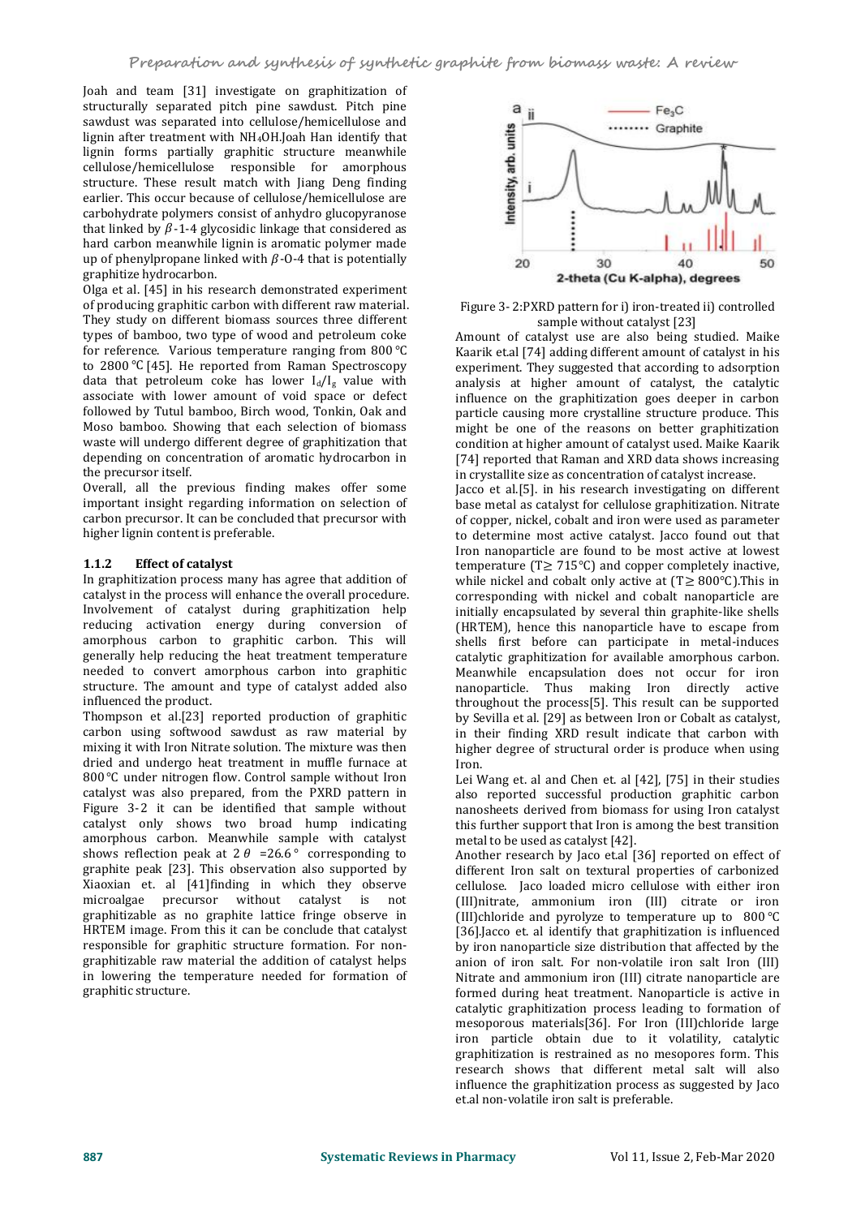Joah and team [31] investigate on graphitization of structurally separated pitch pine sawdust. Pitch pine sawdust was separated into cellulose/hemicellulose and lignin after treatment with $NH_4OH$.Joah Han identify that lignin forms partially graphitic structure meanwhile cellulose/hemicellulose responsible for amorphous structure. These result match with Jiang Deng finding earlier. This occur because of cellulose/hemicellulose are carbohydrate polymers consist of anhydro glucopyranose that linked by $\beta$-1-4 glycosidic linkage that considered as hard carbon meanwhile lignin is aromatic polymer made up of phenylpropane linked with $\beta$-O-4 that is potentially graphitize hydrocarbon.

Olga et al. [45] in his research demonstrated experiment of producing graphitic carbon with different raw material. They study on different biomass sources three different types of bamboo, two type of wood and petroleum coke for reference. Various temperature ranging from 800 °C to 2800 °C [45]. He reported from Raman Spectroscopy data that petroleum coke has lower $I_d/I_g$ value with associate with lower amount of void space or defect followed by Tutul bamboo, Birch wood, Tonkin, Oak and Moso bamboo. Showing that each selection of biomass waste will undergo different degree of graphitization that depending on concentration of aromatic hydrocarbon in the precursor itself.

Overall, all the previous finding makes offer some important insight regarding information on selection of carbon precursor. It can be concluded that precursor with higher lignin content is preferable.

### 1.1.2 Effect of catalyst

In graphitization process many has agree that addition of catalyst in the process will enhance the overall procedure. Involvement of catalyst during graphitization help reducing activation energy during conversion of amorphous carbon to graphitic carbon. This will generally help reducing the heat treatment temperature needed to convert amorphous carbon into graphitic structure. The amount and type of catalyst added also influenced the product.

Thompson et al.[23] reported production of graphitic carbon using softwood sawdust as raw material by mixing it with Iron Nitrate solution. The mixture was then dried and undergo heat treatment in muffle furnace at 800 °C under nitrogen flow. Control sample without Iron catalyst was also prepared, from the PXRD pattern in Figure 3-2 it can be identified that sample without catalyst only shows two broad hump indicating amorphous carbon. Meanwhile sample with catalyst shows reflection peak at $2\theta$ =26.6 ° corresponding to graphite peak [23]. This observation also supported by Xiaoxian et. al [41]finding in which they observe microalgae precursor without catalyst is not graphitizable as no graphite lattice fringe observe in HRTEM image. From this it can be conclude that catalyst responsible for graphitic structure formation. For non-graphitizable raw material the addition of catalyst helps in lowering the temperature needed for formation of graphitic structure.

Figure 3- 2:PXRD pattern for i) iron-treated ii) controlled sample without catalyst [23]

Amount of catalyst use are also being studied. Maike Kaarik et.al [74] adding different amount of catalyst in his experiment. They suggested that according to adsorption analysis at higher amount of catalyst, the catalytic influence on the graphitization goes deeper in carbon particle causing more crystalline structure produce. This might be one of the reasons on better graphitization condition at higher amount of catalyst used. Maike Kaarik [74] reported that Raman and XRD data shows increasing in crystallite size as concentration of catalyst increase.

Jacco et al.[5]. in his research investigating on different base metal as catalyst for cellulose graphitization. Nitrate of copper, nickel, cobalt and iron were used as parameter to determine most active catalyst. Jacco found out that Iron nanoparticle are found to be most active at lowest temperature (T≥ 715°C) and copper completely inactive, while nickel and cobalt only active at (T≥ 800°C).This in corresponding with nickel and cobalt nanoparticle are initially encapsulated by several thin graphite-like shells (HRTEM), hence this nanoparticle have to escape from shells first before can participate in metal-induces catalytic graphitization for available amorphous carbon. Meanwhile encapsulation does not occur for iron nanoparticle. Thus making Iron directly active throughout the process[5]. This result can be supported by Sevilla et al. [29] as between Iron or Cobalt as catalyst, in their finding XRD result indicate that carbon with higher degree of structural order is produce when using Iron.

Lei Wang et. al and Chen et. al [42], [75] in their studies also reported successful production graphitic carbon nanosheets derived from biomass for using Iron catalyst this further support that Iron is among the best transition metal to be used as catalyst [42].

Another research by Jaco et.al [36] reported on effect of different Iron salt on textural properties of carbonized cellulose. Jaco loaded micro cellulose with either iron (III)nitrate, ammonium iron (III) citrate or iron (III)chloride and pyrolyze to temperature up to 800 °C [36].Jacco et. al identify that graphitization is influenced by iron nanoparticle size distribution that affected by the anion of iron salt. For non-volatile iron salt Iron (III) Nitrate and ammonium iron (III) citrate nanoparticle are formed during heat treatment. Nanoparticle is active in catalytic graphitization process leading to formation of mesoporous materials[36]. For Iron (III)chloride large iron particle obtain due to it volatility, catalytic graphitization is restrained as no mesopores form. This research shows that different metal salt will also influence the graphitization process as suggested by Jaco et.al non-volatile iron salt is preferable.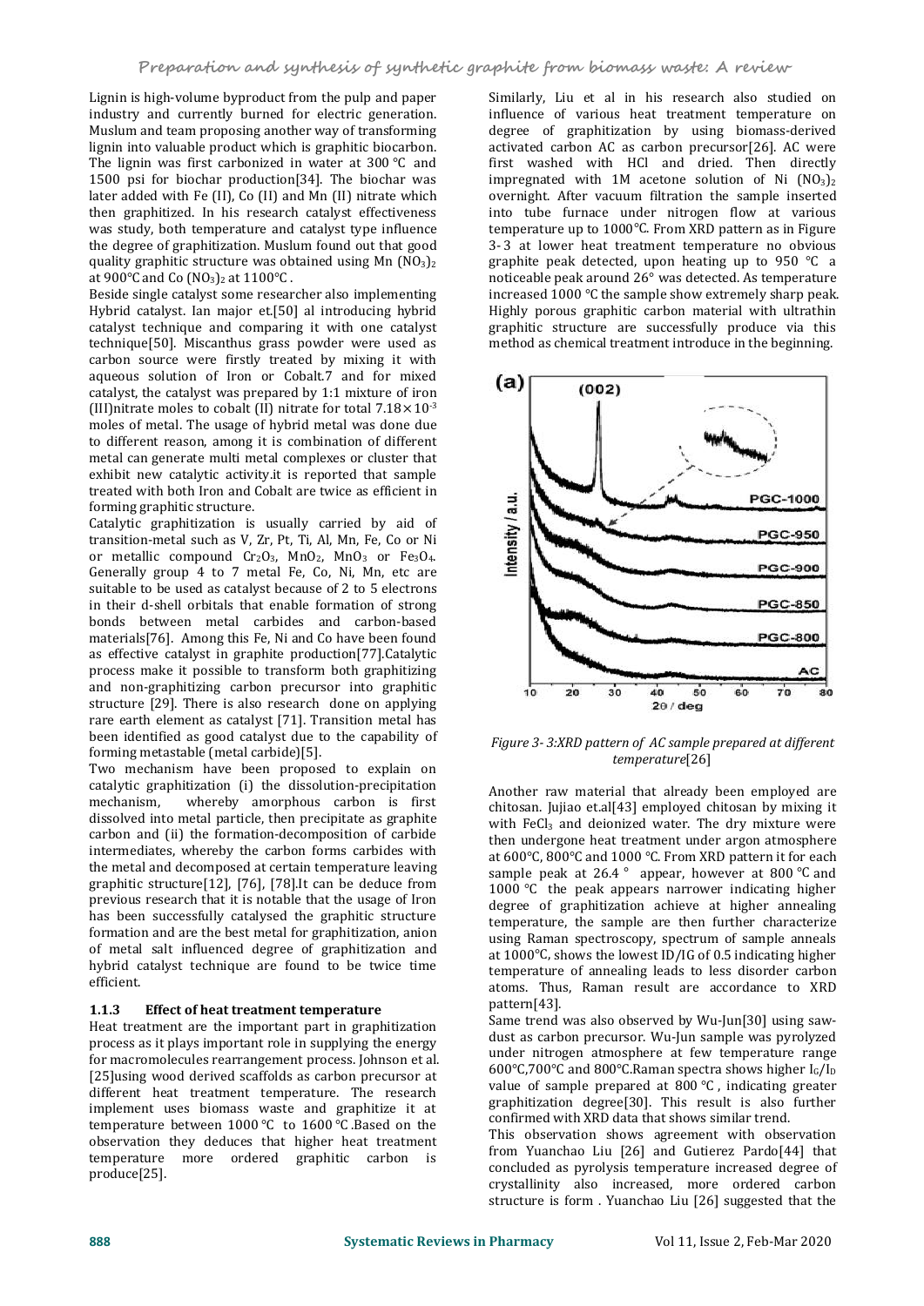Lignin is high-volume byproduct from the pulp and paper industry and currently burned for electric generation. Muslum and team proposing another way of transforming lignin into valuable product which is graphitic biocarbon. The lignin was first carbonized in water at 300 °C and 1500 psi for biochar production[34]. The biochar was later added with Fe (II), Co (II) and Mn (II) nitrate which then graphitized. In his research catalyst effectiveness was study, both temperature and catalyst type influence the degree of graphitization. Muslum found out that good quality graphitic structure was obtained using Mn $(NO_3)_2$ at 900°C and Co $(NO_3)_2$ at 1100°C .

Beside single catalyst some researcher also implementing Hybrid catalyst. Ian major et.[50] al introducing hybrid catalyst technique and comparing it with one catalyst technique[50]. Miscanthus grass powder were used as carbon source were firstly treated by mixing it with aqueous solution of Iron or Cobalt.7 and for mixed catalyst, the catalyst was prepared by 1:1 mixture of iron (III)nitrate moles to cobalt (II) nitrate for total $7.18\times10^{-3}$ moles of metal. The usage of hybrid metal was done due to different reason, among it is combination of different metal can generate multi metal complexes or cluster that exhibit new catalytic activity.it is reported that sample treated with both Iron and Cobalt are twice as efficient in forming graphitic structure.

Catalytic graphitization is usually carried by aid of transition-metal such as V, Zr, Pt, Ti, Al, Mn, Fe, Co or Ni or metallic compound $Cr_2O_3$, $MnO_2$, $MnO_3$ or $Fe_3O_4$. Generally group 4 to 7 metal Fe, Co, Ni, Mn, etc are suitable to be used as catalyst because of 2 to 5 electrons in their d-shell orbitals that enable formation of strong bonds between metal carbides and carbon-based materials[76]. Among this Fe, Ni and Co have been found as effective catalyst in graphite production[77].Catalytic process make it possible to transform both graphitizing and non-graphitizing carbon precursor into graphitic structure [29]. There is also research done on applying rare earth element as catalyst [71]. Transition metal has been identified as good catalyst due to the capability of forming metastable (metal carbide)[5].

Two mechanism have been proposed to explain on catalytic graphitization (i) the dissolution-precipitation mechanism, whereby amorphous carbon is first dissolved into metal particle, then precipitate as graphite carbon and (ii) the formation-decomposition of carbide intermediates, whereby the carbon forms carbides with the metal and decomposed at certain temperature leaving graphitic structure[12], [76], [78].It can be deduce from previous research that it is notable that the usage of Iron has been successfully catalysed the graphitic structure formation and are the best metal for graphitization, anion of metal salt influenced degree of graphitization and hybrid catalyst technique are found to be twice time efficient.

### 1.1.3 Effect of heat treatment temperature

Heat treatment are the important part in graphitization process as it plays important role in supplying the energy for macromolecules rearrangement process. Johnson et al. [25]using wood derived scaffolds as carbon precursor at different heat treatment temperature. The research implement uses biomass waste and graphitize it at temperature between 1000 °C to 1600 °C .Based on the observation they deduces that higher heat treatment temperature more ordered graphitic carbon is produce[25].

Similarly, Liu et al in his research also studied on influence of various heat treatment temperature on degree of graphitization by using biomass-derived activated carbon AC as carbon precursor[26]. AC were first washed with HCl and dried. Then directly impregnated with 1M acetone solution of Ni $(NO_3)_2$ overnight. After vacuum filtration the sample inserted into tube furnace under nitrogen flow at various temperature up to 1000°C. From XRD pattern as in Figure 3-3 at lower heat treatment temperature no obvious graphite peak detected, upon heating up to 950 °C a noticeable peak around 26° was detected. As temperature increased 1000 °C the sample show extremely sharp peak. Highly porous graphitic carbon material with ultrathin graphitic structure are successfully produce via this method as chemical treatment introduce in the beginning.

*Figure 3- 3:XRD pattern of AC sample prepared at different temperature[26]*

Another raw material that already been employed are chitosan. Jujiao et.al[43] employed chitosan by mixing it with $FeCl_3$ and deionized water. The dry mixture were then undergone heat treatment under argon atmosphere at 600°C, 800°C and 1000 °C. From XRD pattern it for each sample peak at 26.4 ° appear, however at 800 °C and 1000 °C the peak appears narrower indicating higher degree of graphitization achieve at higher annealing temperature, the sample are then further characterize using Raman spectroscopy, spectrum of sample anneals at 1000°C, shows the lowest ID/IG of 0.5 indicating higher temperature of annealing leads to less disorder carbon atoms. Thus, Raman result are accordance to XRD pattern[43].

Same trend was also observed by Wu-Jun[30] using saw-dust as carbon precursor. Wu-Jun sample was pyrolyzed under nitrogen atmosphere at few temperature range 600°C,700°C and 800°C.Raman spectra shows higher $I_G/I_D$ value of sample prepared at 800 °C , indicating greater graphitization degree[30]. This result is also further confirmed with XRD data that shows similar trend.

This observation shows agreement with observation from Yuanchao Liu [26] and Gutierez Pardo[44] that concluded as pyrolysis temperature increased degree of crystallinity also increased, more ordered carbon structure is form . Yuanchao Liu [26] suggested that the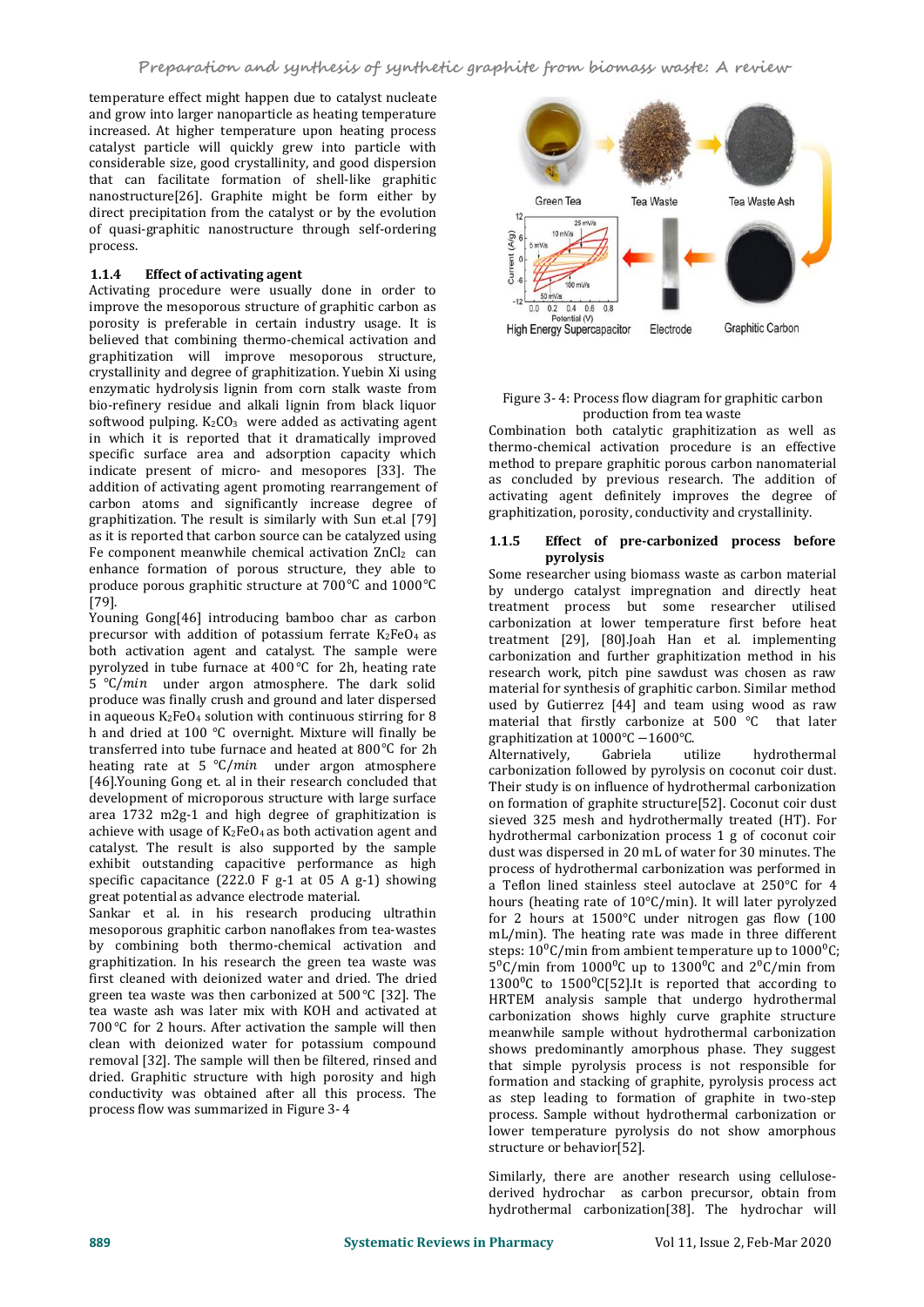temperature effect might happen due to catalyst nucleate and grow into larger nanoparticle as heating temperature increased. At higher temperature upon heating process catalyst particle will quickly grew into particle with considerable size, good crystallinity, and good dispersion that can facilitate formation of shell-like graphitic nanostructure[26]. Graphite might be form either by direct precipitation from the catalyst or by the evolution of quasi-graphitic nanostructure through self-ordering process.

### 1.1.4 Effect of activating agent

Activating procedure were usually done in order to improve the mesoporous structure of graphitic carbon as porosity is preferable in certain industry usage. It is believed that combining thermo-chemical activation and graphitization will improve mesoporous structure, crystallinity and degree of graphitization. Yuebin Xi using enzymatic hydrolysis lignin from corn stalk waste from bio-refinery residue and alkali lignin from black liquor softwood pulping. $K_2CO_3$ were added as activating agent in which it is reported that it dramatically improved specific surface area and adsorption capacity which indicate present of micro- and mesopores [33]. The addition of activating agent promoting rearrangement of carbon atoms and significantly increase degree of graphitization. The result is similarly with Sun et.al [79] as it is reported that carbon source can be catalyzed using Fe component meanwhile chemical activation $ZnCl_2$ can enhance formation of porous structure, they able to produce porous graphitic structure at 700°C and 1000°C [79].

Youning Gong[46] introducing bamboo char as carbon precursor with addition of potassium ferrate $K_2FeO_4$ as both activation agent and catalyst. The sample were pyrolyzed in tube furnace at 400°C for 2h, heating rate 5 °C/*min* under argon atmosphere. The dark solid produce was finally crush and ground and later dispersed in aqueous $K_2FeO_4$ solution with continuous stirring for 8 h and dried at 100 °C overnight. Mixture will finally be transferred into tube furnace and heated at 800°C for 2h heating rate at 5 °C/*min* under argon atmosphere [46].Youning Gong et. al in their research concluded that development of microporous structure with large surface area 1732 m2g-1 and high degree of graphitization is achieve with usage of $K_2FeO_4$ as both activation agent and catalyst. The result is also supported by the sample exhibit outstanding capacitive performance as high specific capacitance (222.0 F g-1 at 05 A g-1) showing great potential as advance electrode material.

Sankar et al. in his research producing ultrathin mesoporous graphitic carbon nanoflakes from tea-wastes by combining both thermo-chemical activation and graphitization. In his research the green tea waste was first cleaned with deionized water and dried. The dried green tea waste was then carbonized at 500°C [32]. The tea waste ash was later mix with KOH and activated at 700°C for 2 hours. After activation the sample will then clean with deionized water for potassium compound removal [32]. The sample will then be filtered, rinsed and dried. Graphitic structure with high porosity and high conductivity was obtained after all this process. The process flow was summarized in Figure 3- 4

Figure 3- 4: Process flow diagram for graphitic carbon production from tea waste

Combination both catalytic graphitization as well as thermo-chemical activation procedure is an effective method to prepare graphitic porous carbon nanomaterial as concluded by previous research. The addition of activating agent definitely improves the degree of graphitization, porosity, conductivity and crystallinity.

### 1.1.5 Effect of pre-carbonized process before pyrolysis

Some researcher using biomass waste as carbon material by undergo catalyst impregnation and directly heat treatment process but some researcher utilised carbonization at lower temperature first before heat treatment [29], [80].Joah Han et al. implementing carbonization and further graphitization method in his research work, pitch pine sawdust was chosen as raw material for synthesis of graphitic carbon. Similar method used by Gutierrez [44] and team using wood as raw material that firstly carbonize at 500 °C that later graphitization at 1000°C −1600°C.

Alternatively, Gabriela utilize hydrothermal carbonization followed by pyrolysis on coconut coir dust. Their study is on influence of hydrothermal carbonization on formation of graphite structure[52]. Coconut coir dust sieved 325 mesh and hydrothermally treated (HT). For hydrothermal carbonization process 1 g of coconut coir dust was dispersed in 20 mL of water for 30 minutes. The process of hydrothermal carbonization was performed in a Teflon lined stainless steel autoclave at 250°C for 4 hours (heating rate of 10°C/min). It will later pyrolyzed for 2 hours at 1500°C under nitrogen gas flow (100 mL/min). The heating rate was made in three different steps: $10^0$C/min from ambient temperature up to $1000^0$C; $5^0$C/min from $1000^0$C up to $1300^0$C and $2^0$C/min from $1300^0$C to $1500^0$C[52].It is reported that according to HRTEM analysis sample that undergo hydrothermal carbonization shows highly curve graphite structure meanwhile sample without hydrothermal carbonization shows predominantly amorphous phase. They suggest that simple pyrolysis process is not responsible for formation and stacking of graphite, pyrolysis process act as step leading to formation of graphite in two-step process. Sample without hydrothermal carbonization or lower temperature pyrolysis do not show amorphous structure or behavior[52].

Similarly, there are another research using cellulose-derived hydrochar as carbon precursor, obtain from hydrothermal carbonization[38]. The hydrochar will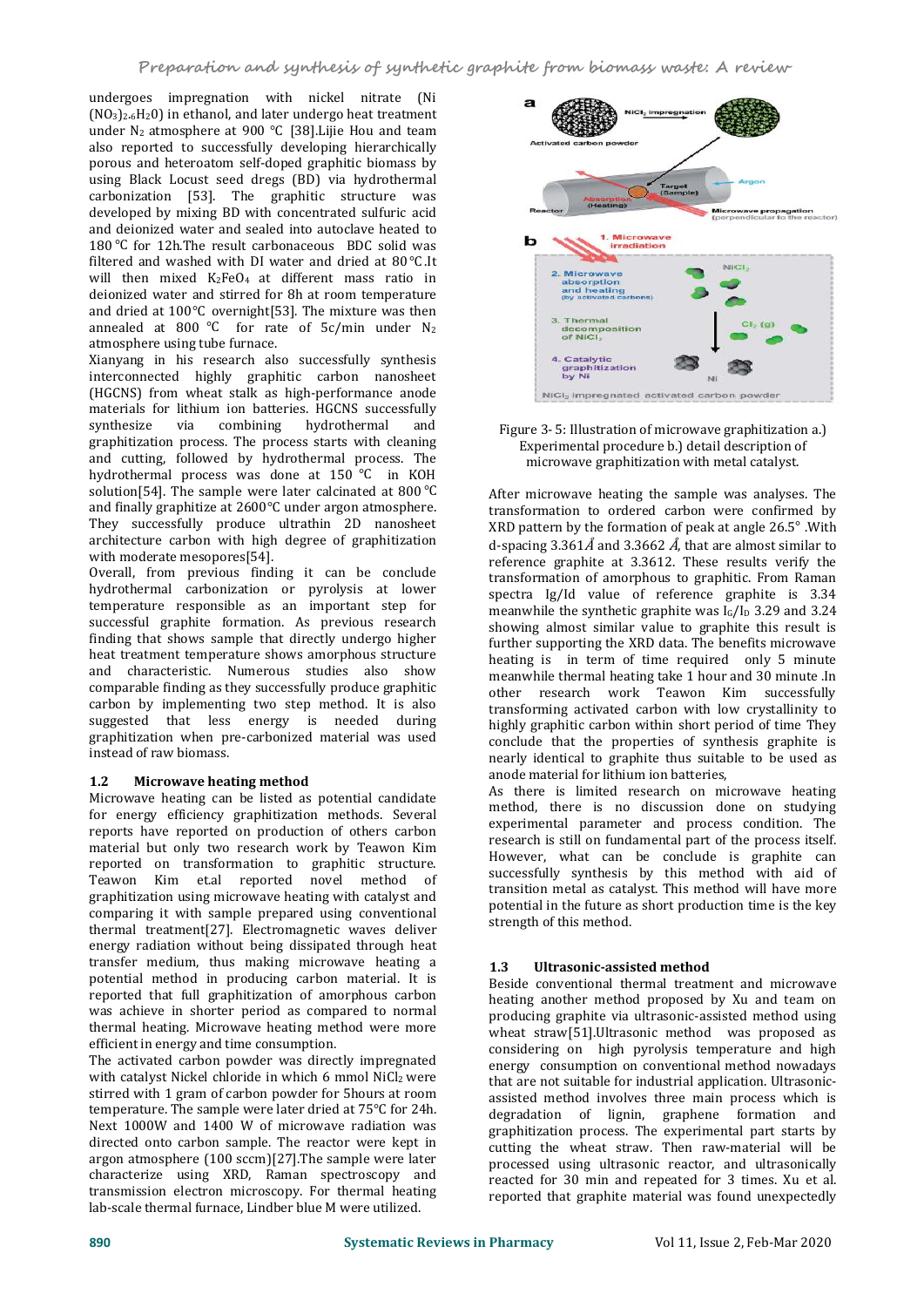undergoes impregnation with nickel nitrate ($Ni(NO_3)_2 \cdot 6H_2O$) in ethanol, and later undergo heat treatment under $N_2$ atmosphere at 900 °C [38].Lijie Hou and team also reported to successfully developing hierarchically porous and heteroatom self-doped graphitic biomass by using Black Locust seed dregs (BD) via hydrothermal carbonization [53]. The graphitic structure was developed by mixing BD with concentrated sulfuric acid and deionized water and sealed into autoclave heated to 180 °C for 12h.The result carbonaceous BDC solid was filtered and washed with DI water and dried at 80 °C .It will then mixed $K_2FeO_4$ at different mass ratio in deionized water and stirred for 8h at room temperature and dried at 100 °C overnight[53]. The mixture was then annealed at 800 °C for rate of 5c/min under $N_2$ atmosphere using tube furnace.

Xianyang in his research also successfully synthesis interconnected highly graphitic carbon nanosheet (HGCNS) from wheat stalk as high-performance anode materials for lithium ion batteries. HGCNS successfully synthesize via combining hydrothermal and graphitization process. The process starts with cleaning and cutting, followed by hydrothermal process. The hydrothermal process was done at 150 °C in KOH solution[54]. The sample were later calcinated at 800 °C and finally graphitize at 2600 °C under argon atmosphere. They successfully produce ultrathin 2D nanosheet architecture carbon with high degree of graphitization with moderate mesopores[54].

Overall, from previous finding it can be conclude hydrothermal carbonization or pyrolysis at lower temperature responsible as an important step for successful graphite formation. As previous research finding that shows sample that directly undergo higher heat treatment temperature shows amorphous structure and characteristic. Numerous studies also show comparable finding as they successfully produce graphitic carbon by implementing two step method. It is also suggested that less energy is needed during graphitization when pre-carbonized material was used instead of raw biomass.

## 1.2 Microwave heating method

Microwave heating can be listed as potential candidate for energy efficiency graphitization methods. Several reports have reported on production of others carbon material but only two research work by Teawon Kim reported on transformation to graphitic structure. Teawon Kim et.al reported novel method of graphitization using microwave heating with catalyst and comparing it with sample prepared using conventional thermal treatment[27]. Electromagnetic waves deliver energy radiation without being dissipated through heat transfer medium, thus making microwave heating a potential method in producing carbon material. It is reported that full graphitization of amorphous carbon was achieve in shorter period as compared to normal thermal heating. Microwave heating method were more efficient in energy and time consumption.

The activated carbon powder was directly impregnated with catalyst Nickel chloride in which 6 mmol $NiCl_2$ were stirred with 1 gram of carbon powder for 5hours at room temperature. The sample were later dried at 75°C for 24h. Next 1000W and 1400 W of microwave radiation was directed onto carbon sample. The reactor were kept in argon atmosphere (100 sccm)[27].The sample were later characterize using XRD, Raman spectroscopy and transmission electron microscopy. For thermal heating lab-scale thermal furnace, Lindber blue M were utilized.

Figure 3- 5: Illustration of microwave graphitization a.) Experimental procedure b.) detail description of microwave graphitization with metal catalyst.

After microwave heating the sample was analyses. The transformation to ordered carbon were confirmed by XRD pattern by the formation of peak at angle 26.5° .With d-spacing 3.361Å and 3.3662 Å, that are almost similar to reference graphite at 3.3612. These results verify the transformation of amorphous to graphitic. From Raman spectra Ig/Id value of reference graphite is 3.34 meanwhile the synthetic graphite was $I_G/I_D$ 3.29 and 3.24 showing almost similar value to graphite this result is further supporting the XRD data. The benefits microwave heating is in term of time required only 5 minute meanwhile thermal heating take 1 hour and 30 minute .In other research work Teawon Kim successfully transforming activated carbon with low crystallinity to highly graphitic carbon within short period of time They conclude that the properties of synthesis graphite is nearly identical to graphite thus suitable to be used as anode material for lithium ion batteries,

As there is limited research on microwave heating method, there is no discussion done on studying experimental parameter and process condition. The research is still on fundamental part of the process itself. However, what can be conclude is graphite can successfully synthesis by this method with aid of transition metal as catalyst. This method will have more potential in the future as short production time is the key strength of this method.

## 1.3 Ultrasonic-assisted method

Beside conventional thermal treatment and microwave heating another method proposed by Xu and team on producing graphite via ultrasonic-assisted method using wheat straw[51].Ultrasonic method was proposed as considering on high pyrolysis temperature and high energy consumption on conventional method nowadays that are not suitable for industrial application. Ultrasonic-assisted method involves three main process which is degradation of lignin, graphene formation and graphitization process. The experimental part starts by cutting the wheat straw. Then raw-material will be processed using ultrasonic reactor, and ultrasonically reacted for 30 min and repeated for 3 times. Xu et al. reported that graphite material was found unexpectedly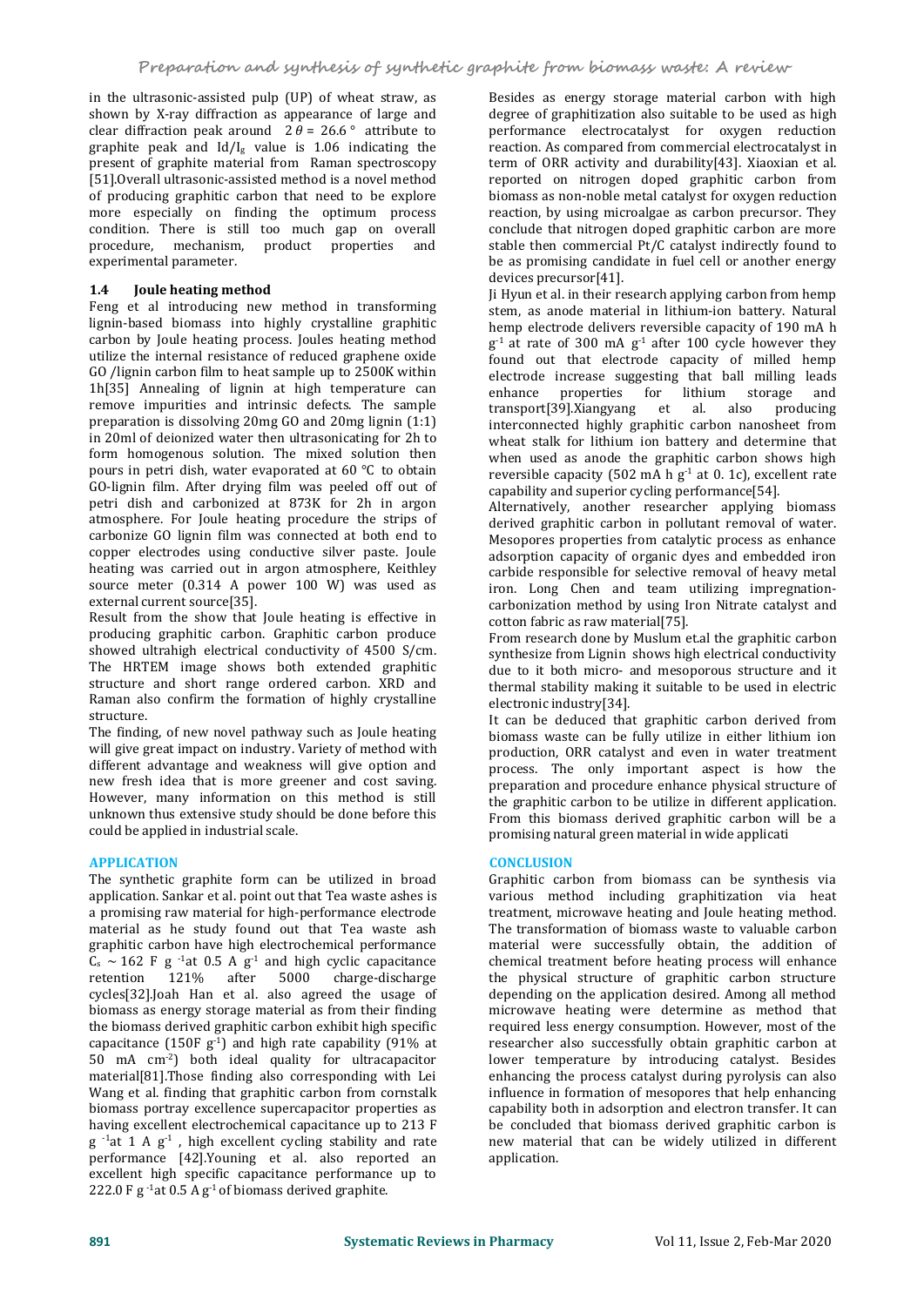in the ultrasonic-assisted pulp (UP) of wheat straw, as shown by X-ray diffraction as appearance of large and clear diffraction peak around $2\theta = 26.6°$ attribute to graphite peak and $I_d/I_g$ value is 1.06 indicating the present of graphite material from Raman spectroscopy [51].Overall ultrasonic-assisted method is a novel method of producing graphitic carbon that need to be explore more especially on finding the optimum process condition. There is still too much gap on overall procedure, mechanism, product properties and experimental parameter.

### 1.4 Joule heating method

Feng et al introducing new method in transforming lignin-based biomass into highly crystalline graphitic carbon by Joule heating process. Joules heating method utilize the internal resistance of reduced graphene oxide GO /lignin carbon film to heat sample up to 2500K within 1h[35] Annealing of lignin at high temperature can remove impurities and intrinsic defects. The sample preparation is dissolving 20mg GO and 20mg lignin (1:1) in 20ml of deionized water then ultrasonicating for 2h to form homogenous solution. The mixed solution then pours in petri dish, water evaporated at 60 °C to obtain GO-lignin film. After drying film was peeled off out of petri dish and carbonized at 873K for 2h in argon atmosphere. For Joule heating procedure the strips of carbonize GO lignin film was connected at both end to copper electrodes using conductive silver paste. Joule heating was carried out in argon atmosphere, Keithley source meter (0.314 A power 100 W) was used as external current source[35].

Result from the show that Joule heating is effective in producing graphitic carbon. Graphitic carbon produce showed ultrahigh electrical conductivity of 4500 S/cm. The HRTEM image shows both extended graphitic structure and short range ordered carbon. XRD and Raman also confirm the formation of highly crystalline structure.

The finding, of new novel pathway such as Joule heating will give great impact on industry. Variety of method with different advantage and weakness will give option and new fresh idea that is more greener and cost saving. However, many information on this method is still unknown thus extensive study should be done before this could be applied in industrial scale.

## APPLICATION

The synthetic graphite form can be utilized in broad application. Sankar et al. point out that Tea waste ashes is a promising raw material for high-performance electrode material as he study found out that Tea waste ash graphitic carbon have high electrochemical performance $C_s \sim 162$ F $g^{-1}$at 0.5 A $g^{-1}$ and high cyclic capacitance retention 121% after 5000 charge-discharge cycles[32].Joah Han et al. also agreed the usage of biomass as energy storage material as from their finding the biomass derived graphitic carbon exhibit high specific capacitance (150F $g^{-1}$) and high rate capability (91% at 50 mA $cm^{-2}$) both ideal quality for ultracapacitor material[81].Those finding also corresponding with Lei Wang et al. finding that graphitic carbon from cornstalk biomass portray excellence supercapacitor properties as having excellent electrochemical capacitance up to 213 F $g^{-1}$at 1 A $g^{-1}$ , high excellent cycling stability and rate performance [42].Youning et al. also reported an excellent high specific capacitance performance up to 222.0 F $g^{-1}$at 0.5 A $g^{-1}$ of biomass derived graphite.

Besides as energy storage material carbon with high degree of graphitization also suitable to be used as high performance electrocatalyst for oxygen reduction reaction. As compared from commercial electrocatalyst in term of ORR activity and durability[43]. Xiaoxian et al. reported on nitrogen doped graphitic carbon from biomass as non-noble metal catalyst for oxygen reduction reaction, by using microalgae as carbon precursor. They conclude that nitrogen doped graphitic carbon are more stable then commercial Pt/C catalyst indirectly found to be as promising candidate in fuel cell or another energy devices precursor[41].

Ji Hyun et al. in their research applying carbon from hemp stem, as anode material in lithium-ion battery. Natural hemp electrode delivers reversible capacity of 190 mA h $g^{-1}$ at rate of 300 mA $g^{-1}$ after 100 cycle however they found out that electrode capacity of milled hemp electrode increase suggesting that ball milling leads enhance properties for lithium storage and transport[39].Xiangyang et al. also producing interconnected highly graphitic carbon nanosheet from wheat stalk for lithium ion battery and determine that when used as anode the graphitic carbon shows high reversible capacity (502 mA h $g^{-1}$ at 0. 1c), excellent rate capability and superior cycling performance[54].

Alternatively, another researcher applying biomass derived graphitic carbon in pollutant removal of water. Mesopores properties from catalytic process as enhance adsorption capacity of organic dyes and embedded iron carbide responsible for selective removal of heavy metal iron. Long Chen and team utilizing impregnation-carbonization method by using Iron Nitrate catalyst and cotton fabric as raw material[75].

From research done by Muslum et.al the graphitic carbon synthesize from Lignin shows high electrical conductivity due to it both micro- and mesoporous structure and it thermal stability making it suitable to be used in electric electronic industry[34].

It can be deduced that graphitic carbon derived from biomass waste can be fully utilize in either lithium ion production, ORR catalyst and even in water treatment process. The only important aspect is how the preparation and procedure enhance physical structure of the graphitic carbon to be utilize in different application. From this biomass derived graphitic carbon will be a promising natural green material in wide applicati

## CONCLUSION

Graphitic carbon from biomass can be synthesis via various method including graphitization via heat treatment, microwave heating and Joule heating method. The transformation of biomass waste to valuable carbon material were successfully obtain, the addition of chemical treatment before heating process will enhance the physical structure of graphitic carbon structure depending on the application desired. Among all method microwave heating were determine as method that required less energy consumption. However, most of the researcher also successfully obtain graphitic carbon at lower temperature by introducing catalyst. Besides enhancing the process catalyst during pyrolysis can also influence in formation of mesopores that help enhancing capability both in adsorption and electron transfer. It can be concluded that biomass derived graphitic carbon is new material that can be widely utilized in different application.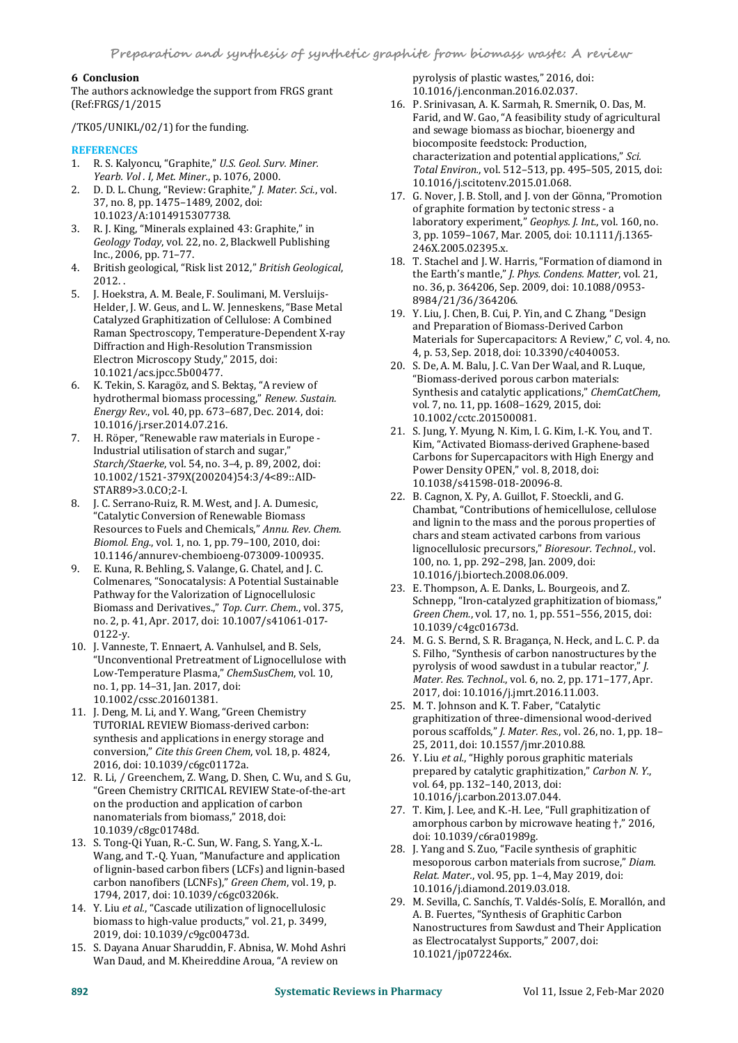## 6 Conclusion

The authors acknowledge the support from FRGS grant (Ref:FRGS/1/2015

/TK05/UNIKL/02/1) for the funding.

## REFERENCES

1. R. S. Kalyoncu, "Graphite," *U.S. Geol. Surv. Miner. Yearb. Vol . I, Met. Miner.*, p. 1076, 2000.
2. D. D. L. Chung, "Review: Graphite," *J. Mater. Sci.*, vol. 37, no. 8, pp. 1475–1489, 2002, doi: 10.1023/A:1014915307738.
3. R. J. King, "Minerals explained 43: Graphite," in *Geology Today*, vol. 22, no. 2, Blackwell Publishing Inc., 2006, pp. 71–77.
4. British geological, "Risk list 2012," *British Geological*, 2012. .
5. J. Hoekstra, A. M. Beale, F. Soulimani, M. Versluijs-Helder, J. W. Geus, and L. W. Jenneskens, "Base Metal Catalyzed Graphitization of Cellulose: A Combined Raman Spectroscopy, Temperature-Dependent X-ray Diffraction and High-Resolution Transmission Electron Microscopy Study," 2015, doi: 10.1021/acs.jpcc.5b00477.
6. K. Tekin, S. Karagöz, and S. Bektaş, "A review of hydrothermal biomass processing," *Renew. Sustain. Energy Rev.*, vol. 40, pp. 673–687, Dec. 2014, doi: 10.1016/j.rser.2014.07.216.
7. H. Röper, "Renewable raw materials in Europe - Industrial utilisation of starch and sugar," *Starch/Staerke*, vol. 54, no. 3–4, p. 89, 2002, doi: 10.1002/1521-379X(200204)54:3/4<89::AID-STAR89>3.0.CO;2-I.
8. J. C. Serrano-Ruiz, R. M. West, and J. A. Dumesic, "Catalytic Conversion of Renewable Biomass Resources to Fuels and Chemicals," *Annu. Rev. Chem. Biomol. Eng.*, vol. 1, no. 1, pp. 79–100, 2010, doi: 10.1146/annurev-chembioeng-073009-100935.
9. E. Kuna, R. Behling, S. Valange, G. Chatel, and J. C. Colmenares, "Sonocatalysis: A Potential Sustainable Pathway for the Valorization of Lignocellulosic Biomass and Derivatives.," *Top. Curr. Chem.*, vol. 375, no. 2, p. 41, Apr. 2017, doi: 10.1007/s41061-017-0122-y.
10. J. Vanneste, T. Ennaert, A. Vanhulsel, and B. Sels, "Unconventional Pretreatment of Lignocellulose with Low-Temperature Plasma," *ChemSusChem*, vol. 10, no. 1, pp. 14–31, Jan. 2017, doi: 10.1002/cssc.201601381.
11. J. Deng, M. Li, and Y. Wang, "Green Chemistry TUTORIAL REVIEW Biomass-derived carbon: synthesis and applications in energy storage and conversion," *Cite this Green Chem*, vol. 18, p. 4824, 2016, doi: 10.1039/c6gc01172a.
12. R. Li, / Greenchem, Z. Wang, D. Shen, C. Wu, and S. Gu, "Green Chemistry CRITICAL REVIEW State-of-the-art on the production and application of carbon nanomaterials from biomass," 2018, doi: 10.1039/c8gc01748d.
13. S. Tong-Qi Yuan, R.-C. Sun, W. Fang, S. Yang, X.-L. Wang, and T.-Q. Yuan, "Manufacture and application of lignin-based carbon fibers (LCFs) and lignin-based carbon nanofibers (LCNFs)," *Green Chem*, vol. 19, p. 1794, 2017, doi: 10.1039/c6gc03206k.
14. Y. Liu *et al.*, "Cascade utilization of lignocellulosic biomass to high-value products," vol. 21, p. 3499, 2019, doi: 10.1039/c9gc00473d.
15. S. Dayana Anuar Sharuddin, F. Abnisa, W. Mohd Ashri Wan Daud, and M. Kheireddine Aroua, "A review on pyrolysis of plastic wastes," 2016, doi: 10.1016/j.enconman.2016.02.037.
16. P. Srinivasan, A. K. Sarmah, R. Smernik, O. Das, M. Farid, and W. Gao, "A feasibility study of agricultural and sewage biomass as biochar, bioenergy and biocomposite feedstock: Production, characterization and potential applications," *Sci. Total Environ.*, vol. 512–513, pp. 495–505, 2015, doi: 10.1016/j.scitotenv.2015.01.068.
17. G. Nover, J. B. Stoll, and J. von der Gönna, "Promotion of graphite formation by tectonic stress - a laboratory experiment," *Geophys. J. Int.*, vol. 160, no. 3, pp. 1059–1067, Mar. 2005, doi: 10.1111/j.1365-246X.2005.02395.x.
18. T. Stachel and J. W. Harris, "Formation of diamond in the Earth's mantle," *J. Phys. Condens. Matter*, vol. 21, no. 36, p. 364206, Sep. 2009, doi: 10.1088/0953-8984/21/36/364206.
19. Y. Liu, J. Chen, B. Cui, P. Yin, and C. Zhang, "Design and Preparation of Biomass-Derived Carbon Materials for Supercapacitors: A Review," *C*, vol. 4, no. 4, p. 53, Sep. 2018, doi: 10.3390/c4040053.
20. S. De, A. M. Balu, J. C. Van Der Waal, and R. Luque, "Biomass-derived porous carbon materials: Synthesis and catalytic applications," *ChemCatChem*, vol. 7, no. 11, pp. 1608–1629, 2015, doi: 10.1002/cctc.201500081.
21. S. Jung, Y. Myung, N. Kim, I. G. Kim, I.-K. You, and T. Kim, "Activated Biomass-derived Graphene-based Carbons for Supercapacitors with High Energy and Power Density OPEN," vol. 8, 2018, doi: 10.1038/s41598-018-20096-8.
22. B. Cagnon, X. Py, A. Guillot, F. Stoeckli, and G. Chambat, "Contributions of hemicellulose, cellulose and lignin to the mass and the porous properties of chars and steam activated carbons from various lignocellulosic precursors," *Bioresour. Technol.*, vol. 100, no. 1, pp. 292–298, Jan. 2009, doi: 10.1016/j.biortech.2008.06.009.
23. E. Thompson, A. E. Danks, L. Bourgeois, and Z. Schnepp, "Iron-catalyzed graphitization of biomass," *Green Chem.*, vol. 17, no. 1, pp. 551–556, 2015, doi: 10.1039/c4gc01673d.
24. M. G. S. Bernd, S. R. Bragança, N. Heck, and L. C. P. da S. Filho, "Synthesis of carbon nanostructures by the pyrolysis of wood sawdust in a tubular reactor," *J. Mater. Res. Technol.*, vol. 6, no. 2, pp. 171–177, Apr. 2017, doi: 10.1016/j.jmrt.2016.11.003.
25. M. T. Johnson and K. T. Faber, "Catalytic graphitization of three-dimensional wood-derived porous scaffolds," *J. Mater. Res.*, vol. 26, no. 1, pp. 18–25, 2011, doi: 10.1557/jmr.2010.88.
26. Y. Liu *et al.*, "Highly porous graphitic materials prepared by catalytic graphitization," *Carbon N. Y.*, vol. 64, pp. 132–140, 2013, doi: 10.1016/j.carbon.2013.07.044.
27. T. Kim, J. Lee, and K.-H. Lee, "Full graphitization of amorphous carbon by microwave heating †," 2016, doi: 10.1039/c6ra01989g.
28. J. Yang and S. Zuo, "Facile synthesis of graphitic mesoporous carbon materials from sucrose," *Diam. Relat. Mater.*, vol. 95, pp. 1–4, May 2019, doi: 10.1016/j.diamond.2019.03.018.
29. M. Sevilla, C. Sanchís, T. Valdés-Solís, E. Morallón, and A. B. Fuertes, "Synthesis of Graphitic Carbon Nanostructures from Sawdust and Their Application as Electrocatalyst Supports," 2007, doi: 10.1021/jp072246x.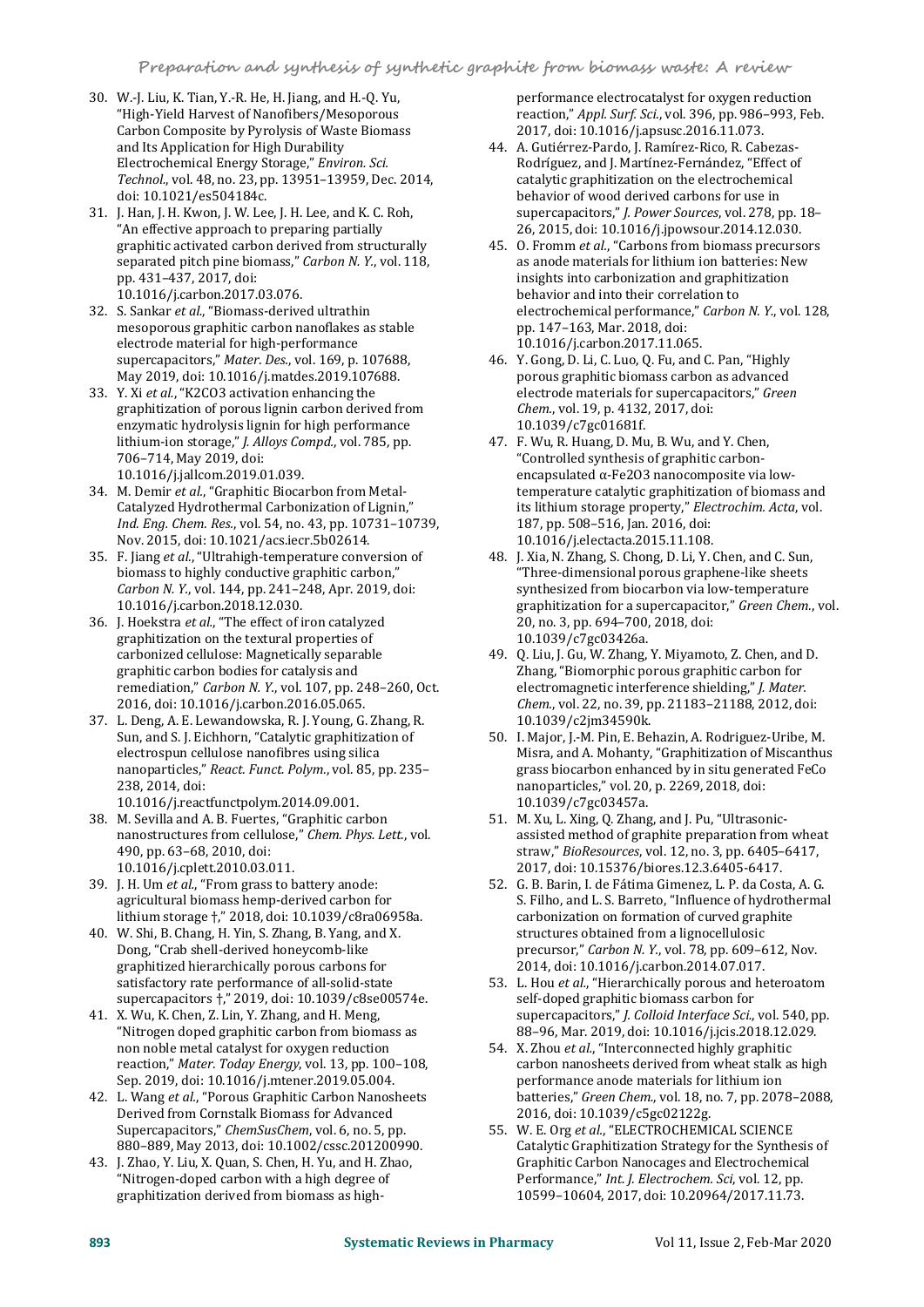30. W.-J. Liu, K. Tian, Y.-R. He, H. Jiang, and H.-Q. Yu, "High-Yield Harvest of Nanofibers/Mesoporous Carbon Composite by Pyrolysis of Waste Biomass and Its Application for High Durability Electrochemical Energy Storage," *Environ. Sci. Technol.*, vol. 48, no. 23, pp. 13951–13959, Dec. 2014, doi: 10.1021/es504184c.
31. J. Han, J. H. Kwon, J. W. Lee, J. H. Lee, and K. C. Roh, "An effective approach to preparing partially graphitic activated carbon derived from structurally separated pitch pine biomass," *Carbon N. Y.*, vol. 118, pp. 431–437, 2017, doi: 10.1016/j.carbon.2017.03.076.
32. S. Sankar *et al.*, "Biomass-derived ultrathin mesoporous graphitic carbon nanoflakes as stable electrode material for high-performance supercapacitors," *Mater. Des.*, vol. 169, p. 107688, May 2019, doi: 10.1016/j.matdes.2019.107688.
33. Y. Xi *et al.*, "K2CO3 activation enhancing the graphitization of porous lignin carbon derived from enzymatic hydrolysis lignin for high performance lithium-ion storage," *J. Alloys Compd.*, vol. 785, pp. 706–714, May 2019, doi: 10.1016/j.jallcom.2019.01.039.
34. M. Demir *et al.*, "Graphitic Biocarbon from Metal-Catalyzed Hydrothermal Carbonization of Lignin," *Ind. Eng. Chem. Res.*, vol. 54, no. 43, pp. 10731–10739, Nov. 2015, doi: 10.1021/acs.iecr.5b02614.
35. F. Jiang *et al.*, "Ultrahigh-temperature conversion of biomass to highly conductive graphitic carbon," *Carbon N. Y.*, vol. 144, pp. 241–248, Apr. 2019, doi: 10.1016/j.carbon.2018.12.030.
36. J. Hoekstra *et al.*, "The effect of iron catalyzed graphitization on the textural properties of carbonized cellulose: Magnetically separable graphitic carbon bodies for catalysis and remediation," *Carbon N. Y.*, vol. 107, pp. 248–260, Oct. 2016, doi: 10.1016/j.carbon.2016.05.065.
37. L. Deng, A. E. Lewandowska, R. J. Young, G. Zhang, R. Sun, and S. J. Eichhorn, "Catalytic graphitization of electrospun cellulose nanofibres using silica nanoparticles," *React. Funct. Polym.*, vol. 85, pp. 235–238, 2014, doi: 10.1016/j.reactfunctpolym.2014.09.001.
38. M. Sevilla and A. B. Fuertes, "Graphitic carbon nanostructures from cellulose," *Chem. Phys. Lett.*, vol. 490, pp. 63–68, 2010, doi: 10.1016/j.cplett.2010.03.011.
39. J. H. Um *et al.*, "From grass to battery anode: agricultural biomass hemp-derived carbon for lithium storage †," 2018, doi: 10.1039/c8ra06958a.
40. W. Shi, B. Chang, H. Yin, S. Zhang, B. Yang, and X. Dong, "Crab shell-derived honeycomb-like graphitized hierarchically porous carbons for satisfactory rate performance of all-solid-state supercapacitors †," 2019, doi: 10.1039/c8se00574e.
41. X. Wu, K. Chen, Z. Lin, Y. Zhang, and H. Meng, "Nitrogen doped graphitic carbon from biomass as non noble metal catalyst for oxygen reduction reaction," *Mater. Today Energy*, vol. 13, pp. 100–108, Sep. 2019, doi: 10.1016/j.mtener.2019.05.004.
42. L. Wang *et al.*, "Porous Graphitic Carbon Nanosheets Derived from Cornstalk Biomass for Advanced Supercapacitors," *ChemSusChem*, vol. 6, no. 5, pp. 880–889, May 2013, doi: 10.1002/cssc.201200990.
43. J. Zhao, Y. Liu, X. Quan, S. Chen, H. Yu, and H. Zhao, "Nitrogen-doped carbon with a high degree of graphitization derived from biomass as high-performance electrocatalyst for oxygen reduction reaction," *Appl. Surf. Sci.*, vol. 396, pp. 986–993, Feb. 2017, doi: 10.1016/j.apsusc.2016.11.073.
44. A. Gutiérrez-Pardo, J. Ramírez-Rico, R. Cabezas-Rodríguez, and J. Martínez-Fernández, "Effect of catalytic graphitization on the electrochemical behavior of wood derived carbons for use in supercapacitors," *J. Power Sources*, vol. 278, pp. 18–26, 2015, doi: 10.1016/j.jpowsour.2014.12.030.
45. O. Fromm *et al.*, "Carbons from biomass precursors as anode materials for lithium ion batteries: New insights into carbonization and graphitization behavior and into their correlation to electrochemical performance," *Carbon N. Y.*, vol. 128, pp. 147–163, Mar. 2018, doi: 10.1016/j.carbon.2017.11.065.
46. Y. Gong, D. Li, C. Luo, Q. Fu, and C. Pan, "Highly porous graphitic biomass carbon as advanced electrode materials for supercapacitors," *Green Chem.*, vol. 19, p. 4132, 2017, doi: 10.1039/c7gc01681f.
47. F. Wu, R. Huang, D. Mu, B. Wu, and Y. Chen, "Controlled synthesis of graphitic carbon-encapsulated α-Fe2O3 nanocomposite via low-temperature catalytic graphitization of biomass and its lithium storage property," *Electrochim. Acta*, vol. 187, pp. 508–516, Jan. 2016, doi: 10.1016/j.electacta.2015.11.108.
48. J. Xia, N. Zhang, S. Chong, D. Li, Y. Chen, and C. Sun, "Three-dimensional porous graphene-like sheets synthesized from biocarbon via low-temperature graphitization for a supercapacitor," *Green Chem.*, vol. 20, no. 3, pp. 694–700, 2018, doi: 10.1039/c7gc03426a.
49. Q. Liu, J. Gu, W. Zhang, Y. Miyamoto, Z. Chen, and D. Zhang, "Biomorphic porous graphitic carbon for electromagnetic interference shielding," *J. Mater. Chem.*, vol. 22, no. 39, pp. 21183–21188, 2012, doi: 10.1039/c2jm34590k.
50. I. Major, J.-M. Pin, E. Behazin, A. Rodriguez-Uribe, M. Misra, and A. Mohanty, "Graphitization of Miscanthus grass biocarbon enhanced by in situ generated FeCo nanoparticles," vol. 20, p. 2269, 2018, doi: 10.1039/c7gc03457a.
51. M. Xu, L. Xing, Q. Zhang, and J. Pu, "Ultrasonic-assisted method of graphite preparation from wheat straw," *BioResources*, vol. 12, no. 3, pp. 6405–6417, 2017, doi: 10.15376/biores.12.3.6405-6417.
52. G. B. Barin, I. de Fátima Gimenez, L. P. da Costa, A. G. S. Filho, and L. S. Barreto, "Influence of hydrothermal carbonization on formation of curved graphite structures obtained from a lignocellulosic precursor," *Carbon N. Y.*, vol. 78, pp. 609–612, Nov. 2014, doi: 10.1016/j.carbon.2014.07.017.
53. L. Hou *et al.*, "Hierarchically porous and heteroatom self-doped graphitic biomass carbon for supercapacitors," *J. Colloid Interface Sci.*, vol. 540, pp. 88–96, Mar. 2019, doi: 10.1016/j.jcis.2018.12.029.
54. X. Zhou *et al.*, "Interconnected highly graphitic carbon nanosheets derived from wheat stalk as high performance anode materials for lithium ion batteries," *Green Chem.*, vol. 18, no. 7, pp. 2078–2088, 2016, doi: 10.1039/c5gc02122g.
55. W. E. Org *et al.*, "ELECTROCHEMICAL SCIENCE Catalytic Graphitization Strategy for the Synthesis of Graphitic Carbon Nanocages and Electrochemical Performance," *Int. J. Electrochem. Sci*, vol. 12, pp. 10599–10604, 2017, doi: 10.20964/2017.11.73.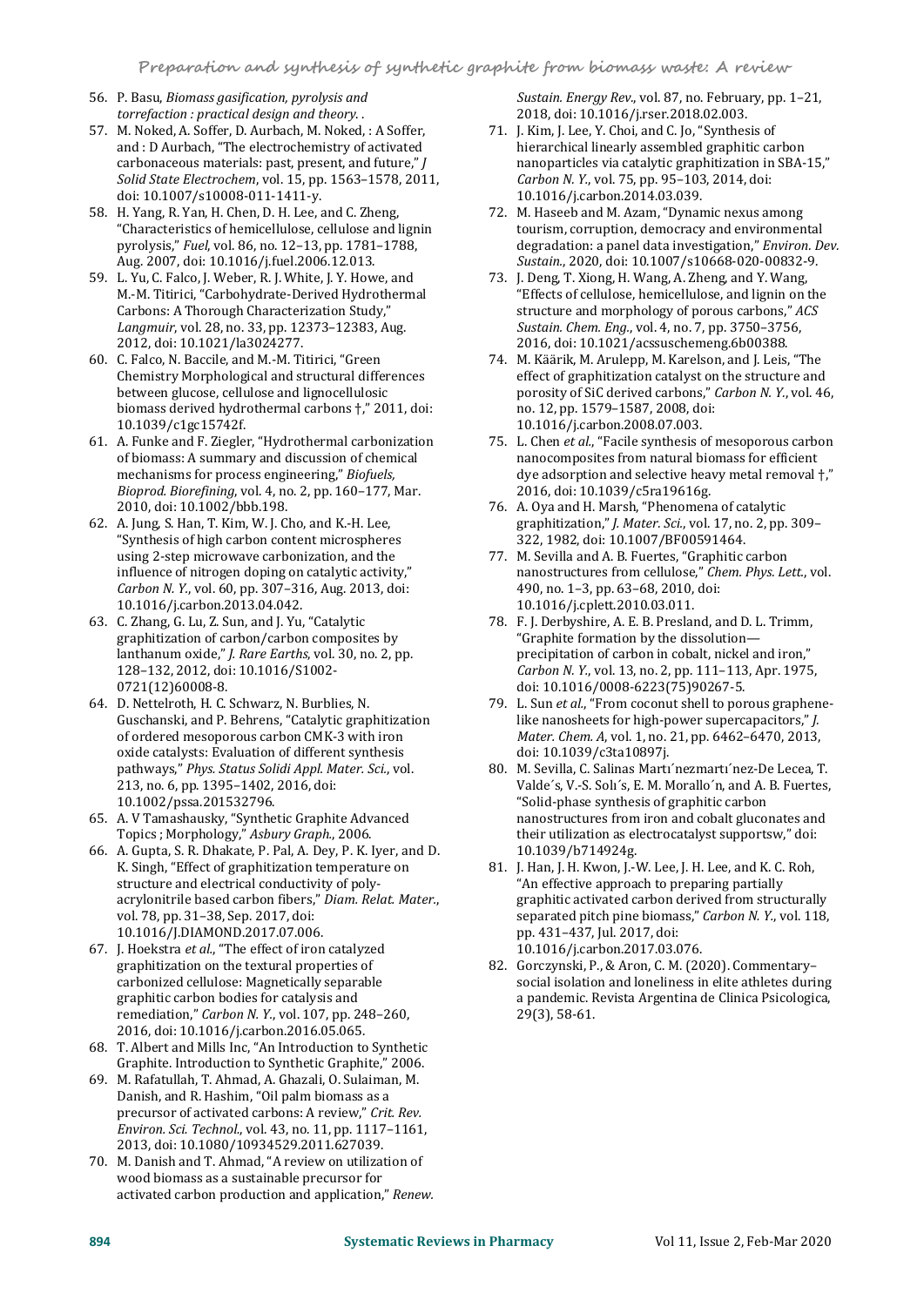56. P. Basu, *Biomass gasification, pyrolysis and torrefaction : practical design and theory*. .
57. M. Noked, A. Soffer, D. Aurbach, M. Noked, : A Soffer, and : D Aurbach, "The electrochemistry of activated carbonaceous materials: past, present, and future," *J Solid State Electrochem*, vol. 15, pp. 1563–1578, 2011, doi: 10.1007/s10008-011-1411-y.
58. H. Yang, R. Yan, H. Chen, D. H. Lee, and C. Zheng, "Characteristics of hemicellulose, cellulose and lignin pyrolysis," *Fuel*, vol. 86, no. 12–13, pp. 1781–1788, Aug. 2007, doi: 10.1016/j.fuel.2006.12.013.
59. L. Yu, C. Falco, J. Weber, R. J. White, J. Y. Howe, and M.-M. Titirici, "Carbohydrate-Derived Hydrothermal Carbons: A Thorough Characterization Study," *Langmuir*, vol. 28, no. 33, pp. 12373–12383, Aug. 2012, doi: 10.1021/la3024277.
60. C. Falco, N. Baccile, and M.-M. Titirici, "Green Chemistry Morphological and structural differences between glucose, cellulose and lignocellulosic biomass derived hydrothermal carbons †," 2011, doi: 10.1039/c1gc15742f.
61. A. Funke and F. Ziegler, "Hydrothermal carbonization of biomass: A summary and discussion of chemical mechanisms for process engineering," *Biofuels, Bioprod. Biorefining*, vol. 4, no. 2, pp. 160–177, Mar. 2010, doi: 10.1002/bbb.198.
62. A. Jung, S. Han, T. Kim, W. J. Cho, and K.-H. Lee, "Synthesis of high carbon content microspheres using 2-step microwave carbonization, and the influence of nitrogen doping on catalytic activity," *Carbon N. Y.*, vol. 60, pp. 307–316, Aug. 2013, doi: 10.1016/j.carbon.2013.04.042.
63. C. Zhang, G. Lu, Z. Sun, and J. Yu, "Catalytic graphitization of carbon/carbon composites by lanthanum oxide," *J. Rare Earths*, vol. 30, no. 2, pp. 128–132, 2012, doi: 10.1016/S1002-0721(12)60008-8.
64. D. Nettelroth, H. C. Schwarz, N. Burblies, N. Guschanski, and P. Behrens, "Catalytic graphitization of ordered mesoporous carbon CMK-3 with iron oxide catalysts: Evaluation of different synthesis pathways," *Phys. Status Solidi Appl. Mater. Sci.*, vol. 213, no. 6, pp. 1395–1402, 2016, doi: 10.1002/pssa.201532796.
65. A. V Tamashausky, "Synthetic Graphite Advanced Topics ; Morphology," *Asbury Graph.*, 2006.
66. A. Gupta, S. R. Dhakate, P. Pal, A. Dey, P. K. Iyer, and D. K. Singh, "Effect of graphitization temperature on structure and electrical conductivity of poly-acrylonitrile based carbon fibers," *Diam. Relat. Mater.*, vol. 78, pp. 31–38, Sep. 2017, doi: 10.1016/J.DIAMOND.2017.07.006.
67. J. Hoekstra *et al.*, "The effect of iron catalyzed graphitization on the textural properties of carbonized cellulose: Magnetically separable graphitic carbon bodies for catalysis and remediation," *Carbon N. Y.*, vol. 107, pp. 248–260, 2016, doi: 10.1016/j.carbon.2016.05.065.
68. T. Albert and Mills Inc, "An Introduction to Synthetic Graphite. Introduction to Synthetic Graphite," 2006.
69. M. Rafatullah, T. Ahmad, A. Ghazali, O. Sulaiman, M. Danish, and R. Hashim, "Oil palm biomass as a precursor of activated carbons: A review," *Crit. Rev. Environ. Sci. Technol.*, vol. 43, no. 11, pp. 1117–1161, 2013, doi: 10.1080/10934529.2011.627039.
70. M. Danish and T. Ahmad, "A review on utilization of wood biomass as a sustainable precursor for activated carbon production and application," *Renew. Sustain. Energy Rev.*, vol. 87, no. February, pp. 1–21, 2018, doi: 10.1016/j.rser.2018.02.003.
71. J. Kim, J. Lee, Y. Choi, and C. Jo, "Synthesis of hierarchical linearly assembled graphitic carbon nanoparticles via catalytic graphitization in SBA-15," *Carbon N. Y.*, vol. 75, pp. 95–103, 2014, doi: 10.1016/j.carbon.2014.03.039.
72. M. Haseeb and M. Azam, "Dynamic nexus among tourism, corruption, democracy and environmental degradation: a panel data investigation," *Environ. Dev. Sustain.*, 2020, doi: 10.1007/s10668-020-00832-9.
73. J. Deng, T. Xiong, H. Wang, A. Zheng, and Y. Wang, "Effects of cellulose, hemicellulose, and lignin on the structure and morphology of porous carbons," *ACS Sustain. Chem. Eng.*, vol. 4, no. 7, pp. 3750–3756, 2016, doi: 10.1021/acssuschemeng.6b00388.
74. M. Käärik, M. Arulepp, M. Karelson, and J. Leis, "The effect of graphitization catalyst on the structure and porosity of SiC derived carbons," *Carbon N. Y.*, vol. 46, no. 12, pp. 1579–1587, 2008, doi: 10.1016/j.carbon.2008.07.003.
75. L. Chen *et al.*, "Facile synthesis of mesoporous carbon nanocomposites from natural biomass for efficient dye adsorption and selective heavy metal removal †," 2016, doi: 10.1039/c5ra19616g.
76. A. Oya and H. Marsh, "Phenomena of catalytic graphitization," *J. Mater. Sci.*, vol. 17, no. 2, pp. 309–322, 1982, doi: 10.1007/BF00591464.
77. M. Sevilla and A. B. Fuertes, "Graphitic carbon nanostructures from cellulose," *Chem. Phys. Lett.*, vol. 490, no. 1–3, pp. 63–68, 2010, doi: 10.1016/j.cplett.2010.03.011.
78. F. J. Derbyshire, A. E. B. Presland, and D. L. Trimm, "Graphite formation by the dissolution—precipitation of carbon in cobalt, nickel and iron," *Carbon N. Y.*, vol. 13, no. 2, pp. 111–113, Apr. 1975, doi: 10.1016/0008-6223(75)90267-5.
79. L. Sun *et al.*, "From coconut shell to porous graphene-like nanosheets for high-power supercapacitors," *J. Mater. Chem. A*, vol. 1, no. 21, pp. 6462–6470, 2013, doi: 10.1039/c3ta10897j.
80. M. Sevilla, C. Salinas Martı´nezmartı´nez-De Lecea, T. Valde´s, V.-S. Solı´s, E. M. Morallo´n, and A. B. Fuertes, "Solid-phase synthesis of graphitic carbon nanostructures from iron and cobalt gluconates and their utilization as electrocatalyst supportsw," doi: 10.1039/b714924g.
81. J. Han, J. H. Kwon, J.-W. Lee, J. H. Lee, and K. C. Roh, "An effective approach to preparing partially graphitic activated carbon derived from structurally separated pitch pine biomass," *Carbon N. Y.*, vol. 118, pp. 431–437, Jul. 2017, doi: 10.1016/j.carbon.2017.03.076.
82. Gorczynski, P., & Aron, C. M. (2020). Commentary– social isolation and loneliness in elite athletes during a pandemic. Revista Argentina de Clinica Psicologica, 29(3), 58-61.